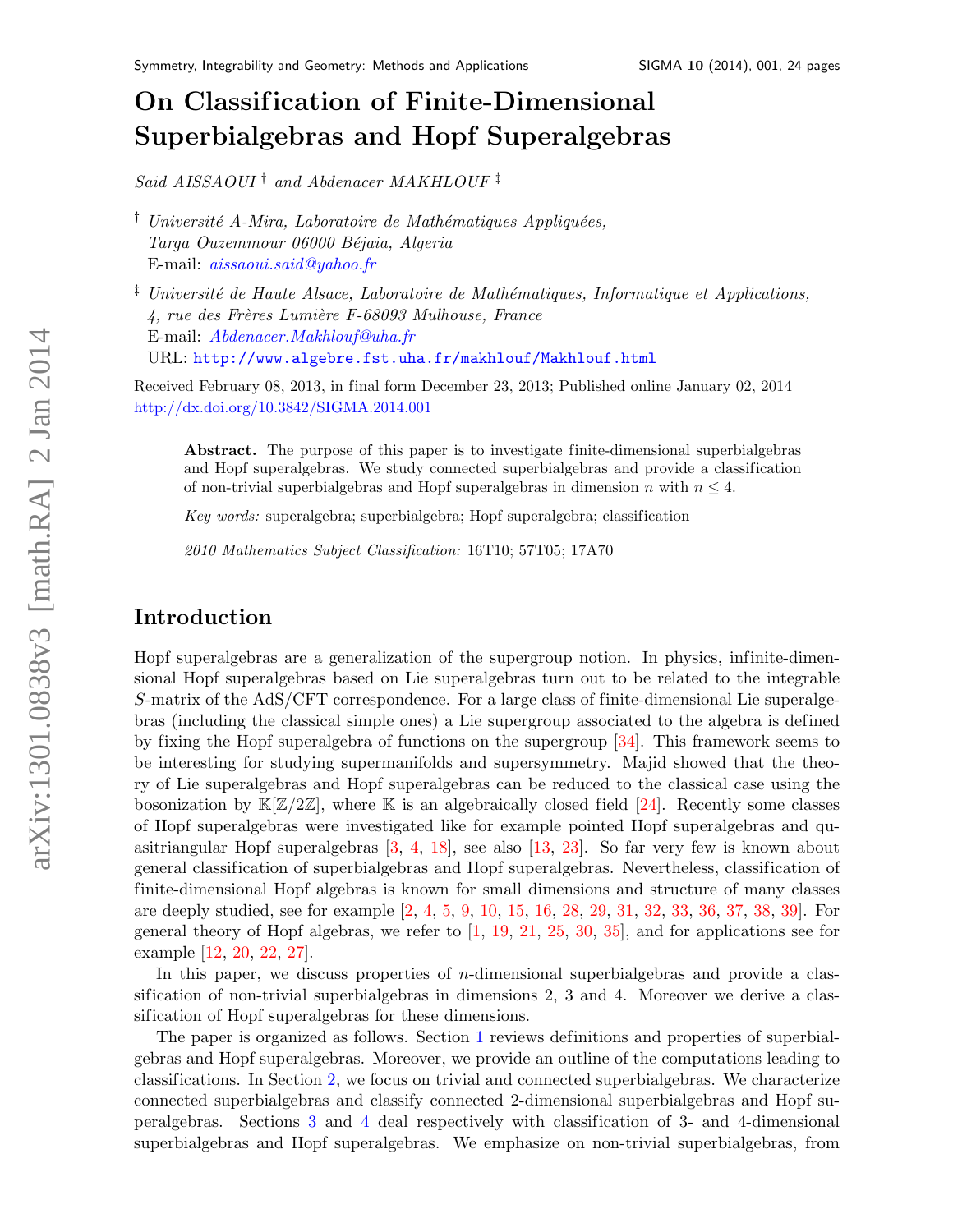# On Classification of Finite-Dimensional Superbialgebras and Hopf Superalgebras

*Said AISSAOUI* [†] *and Abdenacer MAKHLOUF* [‡]

[†] *Université A-Mira, Laboratoire de Mathématiques Appliquées, Targa Ouzemmour 06000 Béjaia, Algeria*
E-mail: *aissaoui.said@yahoo.fr*

[‡] *Université de Haute Alsace, Laboratoire de Mathématiques, Informatique et Applications, 4, rue des Frères Lumière F-68093 Mulhouse, France*
E-mail: *Abdenacer.Makhlouf@uha.fr*
URL: http://www.algebre.fst.uha.fr/makhlouf/Makhlouf.html

Received February 08, 2013, in final form December 23, 2013; Published online January 02, 2014
http://dx.doi.org/10.3842/SIGMA.2014.001

> **Abstract.** The purpose of this paper is to investigate finite-dimensional superbialgebras and Hopf superalgebras. We study connected superbialgebras and provide a classification of non-trivial superbialgebras and Hopf superalgebras in dimension $n$ with $n \leq 4$.
>
> *Key words:* superalgebra; superbialgebra; Hopf superalgebra; classification
>
> *2010 Mathematics Subject Classification:* 16T10; 57T05; 17A70

## Introduction

Hopf superalgebras are a generalization of the supergroup notion. In physics, infinite-dimensional Hopf superalgebras based on Lie superalgebras turn out to be related to the integrable $S$-matrix of the AdS/CFT correspondence. For a large class of finite-dimensional Lie superalgebras (including the classical simple ones) a Lie supergroup associated to the algebra is defined by fixing the Hopf superalgebra of functions on the supergroup [34]. This framework seems to be interesting for studying supermanifolds and supersymmetry. Majid showed that the theory of Lie superalgebras and Hopf superalgebras can be reduced to the classical case using the bosonization by $\mathbb{K}[\mathbb{Z}/2\mathbb{Z}]$, where $\mathbb{K}$ is an algebraically closed field [24]. Recently some classes of Hopf superalgebras were investigated like for example pointed Hopf superalgebras and quasitriangular Hopf superalgebras [3, 4, 18], see also [13, 23]. So far very few is known about general classification of superbialgebras and Hopf superalgebras. Nevertheless, classification of finite-dimensional Hopf algebras is known for small dimensions and structure of many classes are deeply studied, see for example [2, 4, 5, 9, 10, 15, 16, 28, 29, 31, 32, 33, 36, 37, 38, 39]. For general theory of Hopf algebras, we refer to [1, 19, 21, 25, 30, 35], and for applications see for example [12, 20, 22, 27].

In this paper, we discuss properties of $n$-dimensional superbialgebras and provide a classification of non-trivial superbialgebras in dimensions 2, 3 and 4. Moreover we derive a classification of Hopf superalgebras for these dimensions.

The paper is organized as follows. Section 1 reviews definitions and properties of superbialgebras and Hopf superalgebras. Moreover, we provide an outline of the computations leading to classifications. In Section 2, we focus on trivial and connected superbialgebras. We characterize connected superbialgebras and classify connected 2-dimensional superbialgebras and Hopf superalgebras. Sections 3 and 4 deal respectively with classification of 3- and 4-dimensional superbialgebras and Hopf superalgebras. We emphasize on non-trivial superbialgebras, from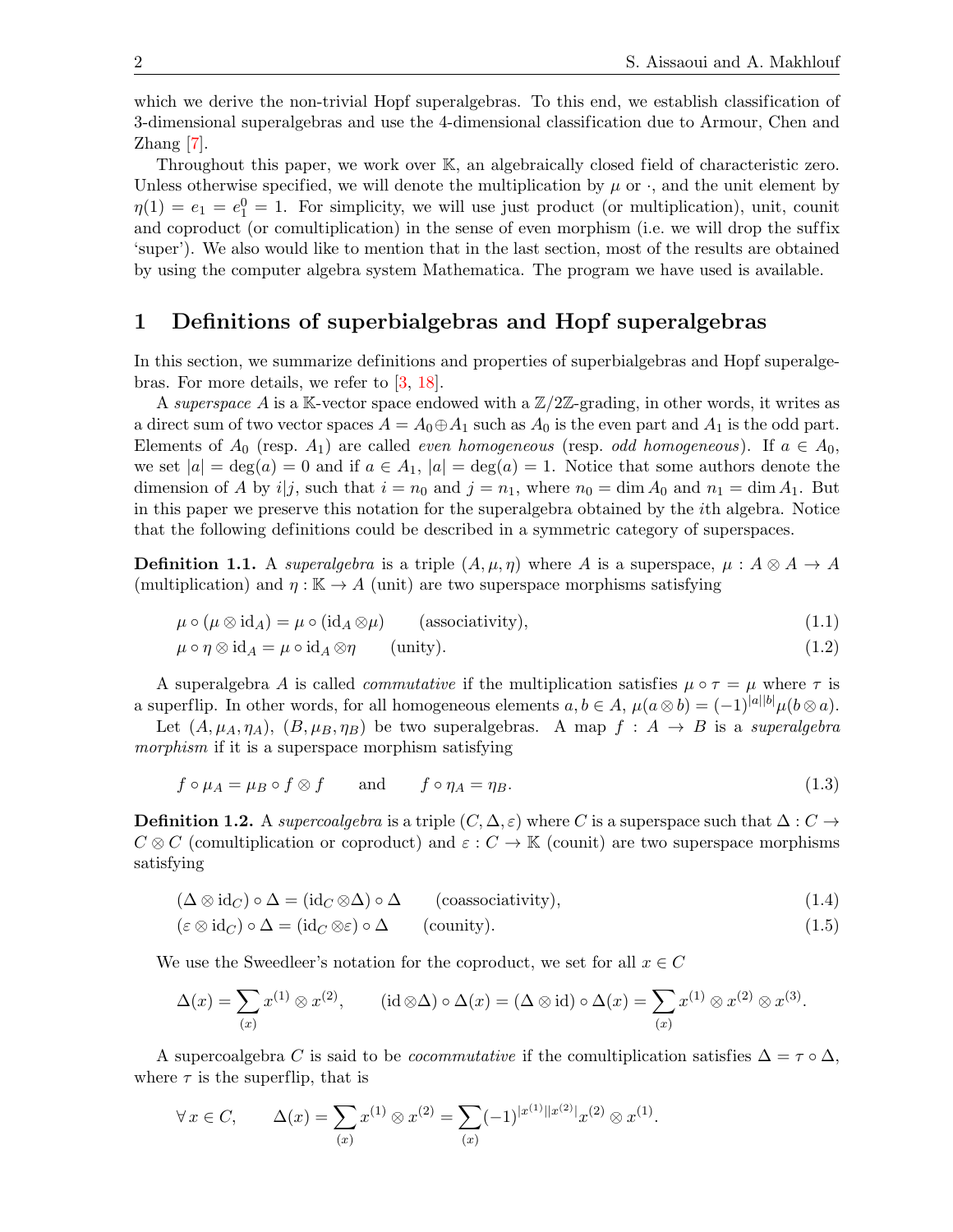which we derive the non-trivial Hopf superalgebras. To this end, we establish classification of 3-dimensional superalgebras and use the 4-dimensional classification due to Armour, Chen and Zhang [7].

Throughout this paper, we work over $\mathbb{K}$, an algebraically closed field of characteristic zero. Unless otherwise specified, we will denote the multiplication by $\mu$ or $\cdot$, and the unit element by $\eta(1) = e_1 = e_1^0 = 1$. For simplicity, we will use just product (or multiplication), unit, counit and coproduct (or comultiplication) in the sense of even morphism (i.e. we will drop the suffix 'super'). We also would like to mention that in the last section, most of the results are obtained by using the computer algebra system Mathematica. The program we have used is available.

# 1 Definitions of superbialgebras and Hopf superalgebras

In this section, we summarize definitions and properties of superbialgebras and Hopf superalgebras. For more details, we refer to [3, 18].

A *superspace* $A$ is a $\mathbb{K}$-vector space endowed with a $\mathbb{Z}/2\mathbb{Z}$-grading, in other words, it writes as a direct sum of two vector spaces $A = A_0 \oplus A_1$ such as $A_0$ is the even part and $A_1$ is the odd part. Elements of $A_0$ (resp. $A_1$) are called *even homogeneous* (resp. *odd homogeneous*). If $a \in A_0$, we set $|a| = \deg(a) = 0$ and if $a \in A_1$, $|a| = \deg(a) = 1$. Notice that some authors denote the dimension of $A$ by $i|j$, such that $i = n_0$ and $j = n_1$, where $n_0 = \dim A_0$ and $n_1 = \dim A_1$. But in this paper we preserve this notation for the superalgebra obtained by the $i$th algebra. Notice that the following definitions could be described in a symmetric category of superspaces.

**Definition 1.1.** A *superalgebra* is a triple $(A, \mu, \eta)$ where $A$ is a superspace, $\mu : A \otimes A \to A$ (multiplication) and $\eta : \mathbb{K} \to A$ (unit) are two superspace morphisms satisfying

$$\mu \circ (\mu \otimes \mathrm{id}_A) = \mu \circ (\mathrm{id}_A \otimes \mu) \qquad \text{(associativity)}, \tag{1.1}$$

$$\mu \circ \eta \otimes \mathrm{id}_A = \mu \circ \mathrm{id}_A \otimes \eta \qquad \text{(unity)}. \tag{1.2}$$

A superalgebra $A$ is called *commutative* if the multiplication satisfies $\mu \circ \tau = \mu$ where $\tau$ is a superflip. In other words, for all homogeneous elements $a, b \in A$, $\mu(a \otimes b) = (-1)^{|a||b|}\mu(b \otimes a)$.

Let $(A, \mu_A, \eta_A)$, $(B, \mu_B, \eta_B)$ be two superalgebras. A map $f : A \to B$ is a *superalgebra morphism* if it is a superspace morphism satisfying

$$f \circ \mu_A = \mu_B \circ f \otimes f \qquad \text{and} \qquad f \circ \eta_A = \eta_B. \tag{1.3}$$

**Definition 1.2.** A *supercoalgebra* is a triple $(C, \Delta, \varepsilon)$ where $C$ is a superspace such that $\Delta : C \to C \otimes C$ (comultiplication or coproduct) and $\varepsilon : C \to \mathbb{K}$ (counit) are two superspace morphisms satisfying

$$(\Delta \otimes \mathrm{id}_C) \circ \Delta = (\mathrm{id}_C \otimes \Delta) \circ \Delta \qquad \text{(coassociativity)}, \tag{1.4}$$

$$(\varepsilon \otimes \mathrm{id}_C) \circ \Delta = (\mathrm{id}_C \otimes \varepsilon) \circ \Delta \qquad \text{(counity)}. \tag{1.5}$$

We use the Sweedleer's notation for the coproduct, we set for all $x \in C$

$$\Delta(x) = \sum_{(x)} x^{(1)} \otimes x^{(2)}, \qquad (\mathrm{id} \otimes \Delta) \circ \Delta(x) = (\Delta \otimes \mathrm{id}) \circ \Delta(x) = \sum_{(x)} x^{(1)} \otimes x^{(2)} \otimes x^{(3)}.$$

A supercoalgebra $C$ is said to be *cocommutative* if the comultiplication satisfies $\Delta = \tau \circ \Delta$, where $\tau$ is the superflip, that is

$$\forall\, x \in C, \qquad \Delta(x) = \sum_{(x)} x^{(1)} \otimes x^{(2)} = \sum_{(x)} (-1)^{|x^{(1)}||x^{(2)}|} x^{(2)} \otimes x^{(1)}.$$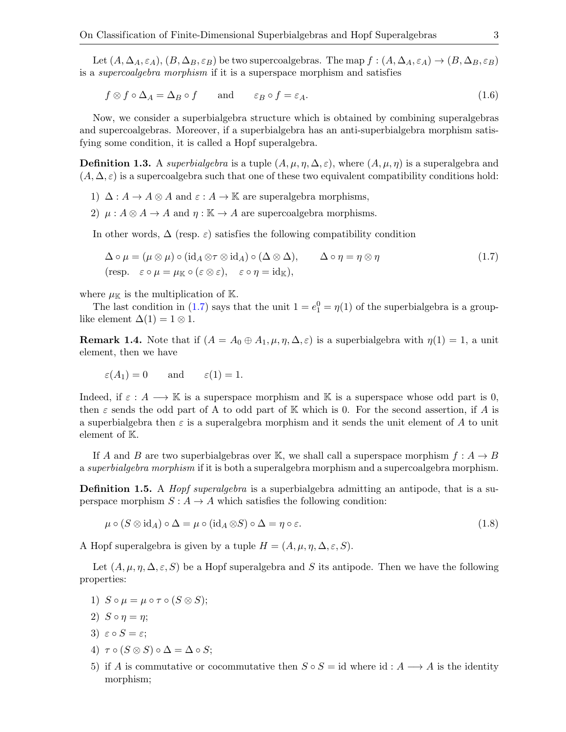Let $(A, \Delta_A, \varepsilon_A)$, $(B, \Delta_B, \varepsilon_B)$ be two supercoalgebras. The map $f : (A, \Delta_A, \varepsilon_A) \to (B, \Delta_B, \varepsilon_B)$ is a *supercoalgebra morphism* if it is a superspace morphism and satisfies

$$f \otimes f \circ \Delta_A = \Delta_B \circ f \qquad \text{and} \qquad \varepsilon_B \circ f = \varepsilon_A. \tag{1.6}$$

Now, we consider a superbialgebra structure which is obtained by combining superalgebras and supercoalgebras. Moreover, if a superbialgebra has an anti-superbialgebra morphism satisfying some condition, it is called a Hopf superalgebra.

**Definition 1.3.** A *superbialgebra* is a tuple $(A, \mu, \eta, \Delta, \varepsilon)$, where $(A, \mu, \eta)$ is a superalgebra and $(A, \Delta, \varepsilon)$ is a supercoalgebra such that one of these two equivalent compatibility conditions hold:

1) $\Delta : A \to A \otimes A$ and $\varepsilon : A \to \mathbb{K}$ are superalgebra morphisms,
2) $\mu : A \otimes A \to A$ and $\eta : \mathbb{K} \to A$ are supercoalgebra morphisms.

In other words, $\Delta$ (resp. $\varepsilon$) satisfies the following compatibility condition

$$\begin{aligned}
&\Delta \circ \mu = (\mu \otimes \mu) \circ (\mathrm{id}_A \otimes \tau \otimes \mathrm{id}_A) \circ (\Delta \otimes \Delta), \qquad \Delta \circ \eta = \eta \otimes \eta \\
&(\text{resp.} \quad \varepsilon \circ \mu = \mu_{\mathbb{K}} \circ (\varepsilon \otimes \varepsilon), \quad \varepsilon \circ \eta = \mathrm{id}_{\mathbb{K}}),
\end{aligned} \tag{1.7}$$

where $\mu_{\mathbb{K}}$ is the multiplication of $\mathbb{K}$.

The last condition in (1.7) says that the unit $1 = e_1^0 = \eta(1)$ of the superbialgebra is a group-like element $\Delta(1) = 1 \otimes 1$.

**Remark 1.4.** Note that if $(A = A_0 \oplus A_1, \mu, \eta, \Delta, \varepsilon)$ is a superbialgebra with $\eta(1) = 1$, a unit element, then we have

$$\varepsilon(A_1) = 0 \qquad \text{and} \qquad \varepsilon(1) = 1.$$

Indeed, if $\varepsilon : A \longrightarrow \mathbb{K}$ is a superspace morphism and $\mathbb{K}$ is a superspace whose odd part is 0, then $\varepsilon$ sends the odd part of A to odd part of $\mathbb{K}$ which is 0. For the second assertion, if $A$ is a superbialgebra then $\varepsilon$ is a superalgebra morphism and it sends the unit element of $A$ to unit element of $\mathbb{K}$.

If $A$ and $B$ are two superbialgebras over $\mathbb{K}$, we shall call a superspace morphism $f : A \to B$ a *superbialgebra morphism* if it is both a superalgebra morphism and a supercoalgebra morphism.

**Definition 1.5.** A *Hopf superalgebra* is a superbialgebra admitting an antipode, that is a superspace morphism $S : A \to A$ which satisfies the following condition:

$$\mu \circ (S \otimes \mathrm{id}_A) \circ \Delta = \mu \circ (\mathrm{id}_A \otimes S) \circ \Delta = \eta \circ \varepsilon. \tag{1.8}$$

A Hopf superalgebra is given by a tuple $H = (A, \mu, \eta, \Delta, \varepsilon, S)$.

Let $(A, \mu, \eta, \Delta, \varepsilon, S)$ be a Hopf superalgebra and $S$ its antipode. Then we have the following properties:

1) $S \circ \mu = \mu \circ \tau \circ (S \otimes S)$;
2) $S \circ \eta = \eta$;
3) $\varepsilon \circ S = \varepsilon$;
4) $\tau \circ (S \otimes S) \circ \Delta = \Delta \circ S$;
5) if $A$ is commutative or cocommutative then $S \circ S = \mathrm{id}$ where $\mathrm{id} : A \longrightarrow A$ is the identity morphism;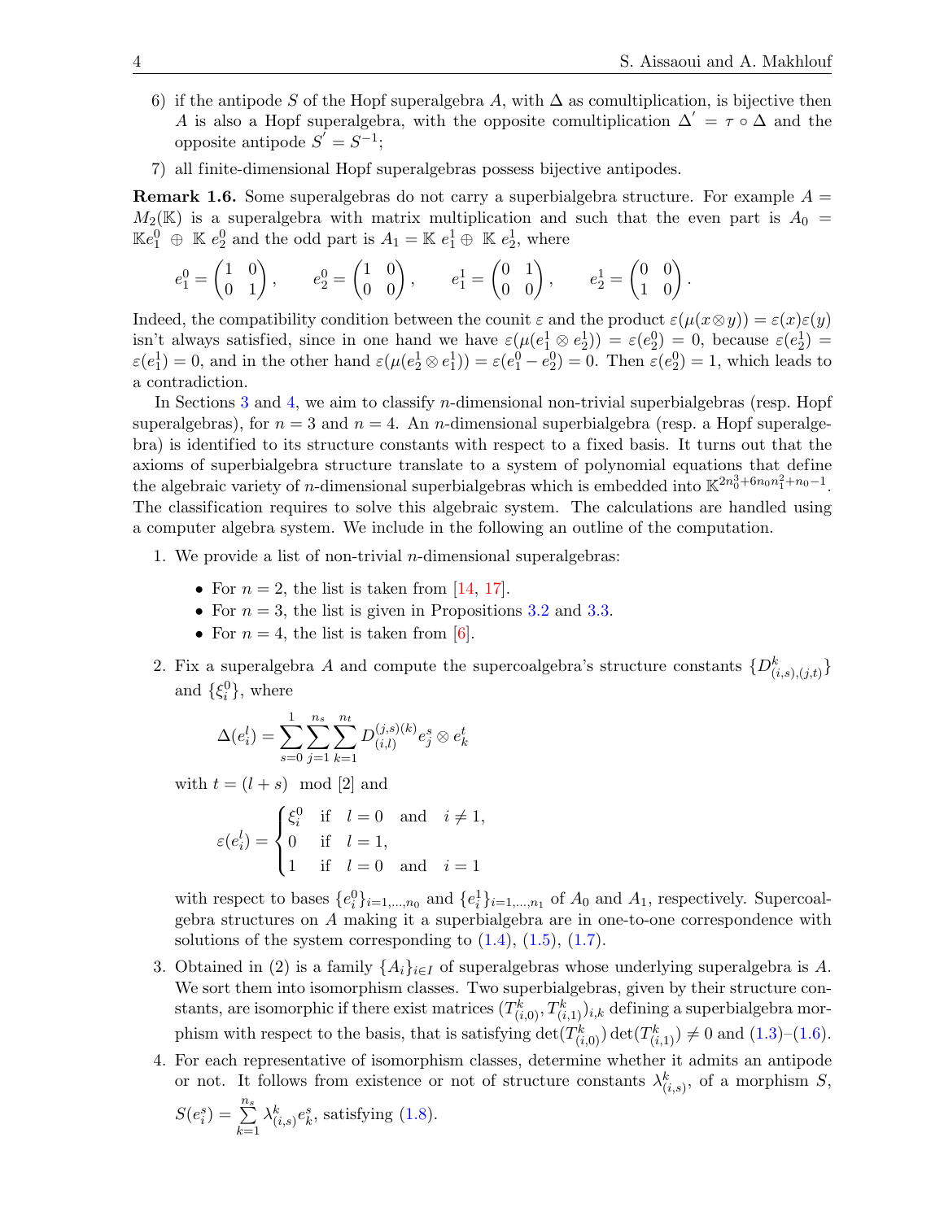6) if the antipode $S$ of the Hopf superalgebra $A$, with $\Delta$ as comultiplication, is bijective then $A$ is also a Hopf superalgebra, with the opposite comultiplication $\Delta' = \tau \circ \Delta$ and the opposite antipode $S' = S^{-1}$;

7) all finite-dimensional Hopf superalgebras possess bijective antipodes.

**Remark 1.6.** Some superalgebras do not carry a superbialgebra structure. For example $A = M_2(\mathbb{K})$ is a superalgebra with matrix multiplication and such that the even part is $A_0 = \mathbb{K}e_1^0 \oplus \mathbb{K}\, e_2^0$ and the odd part is $A_1 = \mathbb{K}\, e_1^1 \oplus \mathbb{K}\, e_2^1$, where

$$e_1^0 = \begin{pmatrix} 1 & 0 \\ 0 & 1 \end{pmatrix}, \qquad e_2^0 = \begin{pmatrix} 1 & 0 \\ 0 & 0 \end{pmatrix}, \qquad e_1^1 = \begin{pmatrix} 0 & 1 \\ 0 & 0 \end{pmatrix}, \qquad e_2^1 = \begin{pmatrix} 0 & 0 \\ 1 & 0 \end{pmatrix}.$$

Indeed, the compatibility condition between the counit $\varepsilon$ and the product $\varepsilon(\mu(x \otimes y)) = \varepsilon(x)\varepsilon(y)$ isn't always satisfied, since in one hand we have $\varepsilon(\mu(e_1^1 \otimes e_2^1)) = \varepsilon(e_2^0) = 0$, because $\varepsilon(e_2^1) = \varepsilon(e_1^1) = 0$, and in the other hand $\varepsilon(\mu(e_2^1 \otimes e_1^1)) = \varepsilon(e_1^0 - e_2^0) = 0$. Then $\varepsilon(e_2^0) = 1$, which leads to a contradiction.

In Sections 3 and 4, we aim to classify $n$-dimensional non-trivial superbialgebras (resp. Hopf superalgebras), for $n = 3$ and $n = 4$. An $n$-dimensional superbialgebra (resp. a Hopf superalgebra) is identified to its structure constants with respect to a fixed basis. It turns out that the axioms of superbialgebra structure translate to a system of polynomial equations that define the algebraic variety of $n$-dimensional superbialgebras which is embedded into $\mathbb{K}^{2n_0^3 + 6n_0 n_1^2 + n_0 - 1}$. The classification requires to solve this algebraic system. The calculations are handled using a computer algebra system. We include in the following an outline of the computation.

1. We provide a list of non-trivial $n$-dimensional superalgebras:
   - For $n = 2$, the list is taken from [14, 17].
   - For $n = 3$, the list is given in Propositions 3.2 and 3.3.
   - For $n = 4$, the list is taken from [6].

2. Fix a superalgebra $A$ and compute the supercoalgebra's structure constants $\{D^k_{(i,s),(j,t)}\}$ and $\{\xi_i^0\}$, where

$$\Delta(e_i^l) = \sum_{s=0}^{1} \sum_{j=1}^{n_s} \sum_{k=1}^{n_t} D_{(i,l)}^{(j,s)(k)} e_j^s \otimes e_k^t$$

   with $t = (l+s) \mod [2]$ and

$$\varepsilon(e_i^l) = \begin{cases} \xi_i^0 & \text{if} \quad l = 0 \quad \text{and} \quad i \neq 1, \\ 0 & \text{if} \quad l = 1, \\ 1 & \text{if} \quad l = 0 \quad \text{and} \quad i = 1 \end{cases}$$

   with respect to bases $\{e_i^0\}_{i=1,\dots,n_0}$ and $\{e_i^1\}_{i=1,\dots,n_1}$ of $A_0$ and $A_1$, respectively. Supercoalgebra structures on $A$ making it a superbialgebra are in one-to-one correspondence with solutions of the system corresponding to (1.4), (1.5), (1.7).

3. Obtained in (2) is a family $\{A_i\}_{i \in I}$ of superalgebras whose underlying superalgebra is $A$. We sort them into isomorphism classes. Two superbialgebras, given by their structure constants, are isomorphic if there exist matrices $(T^k_{(i,0)}, T^k_{(i,1)})_{i,k}$ defining a superbialgebra morphism with respect to the basis, that is satisfying $\det(T^k_{(i,0)}) \det(T^k_{(i,1)}) \neq 0$ and (1.3)–(1.6).

4. For each representative of isomorphism classes, determine whether it admits an antipode or not. It follows from existence or not of structure constants $\lambda^k_{(i,s)}$, of a morphism $S$, $S(e_i^s) = \sum_{k=1}^{n_s} \lambda^k_{(i,s)} e_k^s$, satisfying (1.8).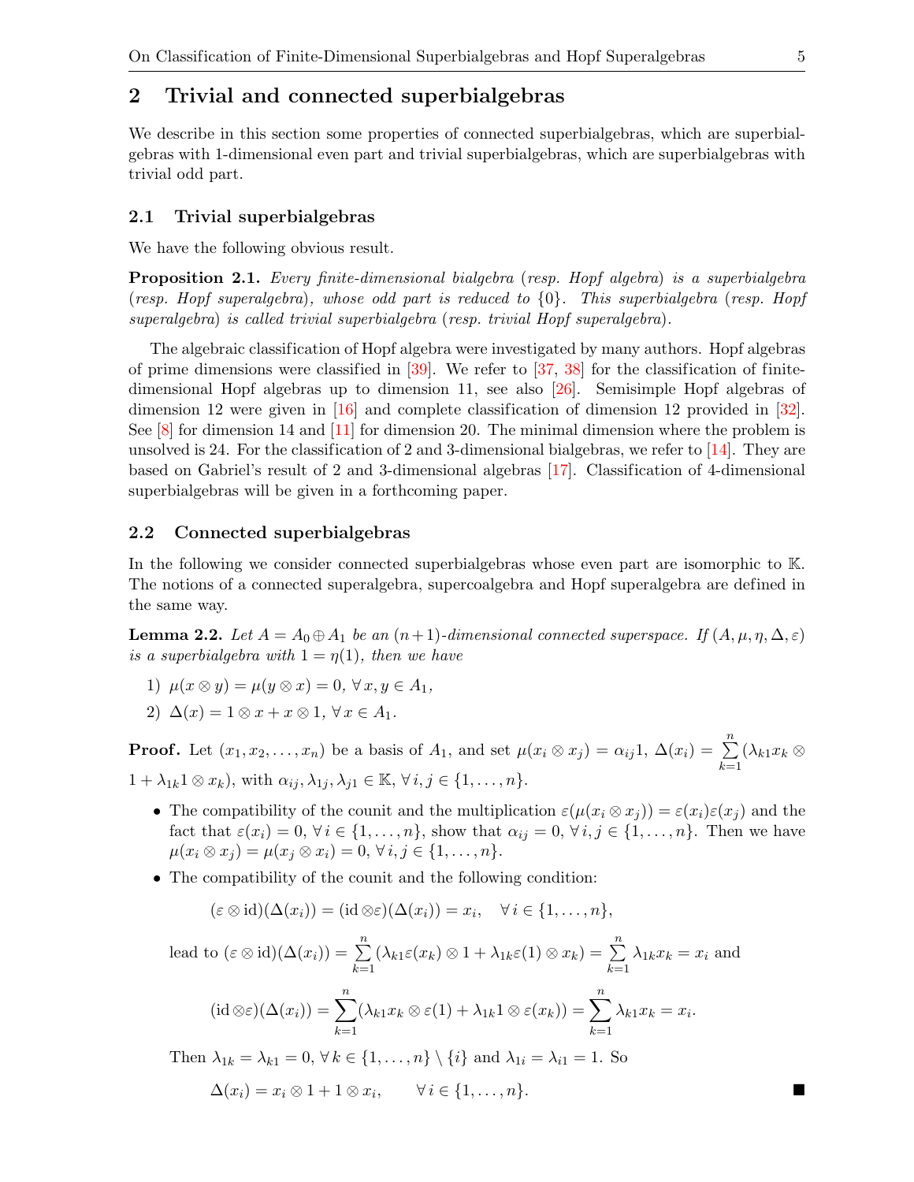## 2 Trivial and connected superbialgebras

We describe in this section some properties of connected superbialgebras, which are superbialgebras with 1-dimensional even part and trivial superbialgebras, which are superbialgebras with trivial odd part.

### 2.1 Trivial superbialgebras

We have the following obvious result.

**Proposition 2.1.** *Every finite-dimensional bialgebra (resp. Hopf algebra) is a superbialgebra (resp. Hopf superalgebra), whose odd part is reduced to $\{0\}$. This superbialgebra (resp. Hopf superalgebra) is called trivial superbialgebra (resp. trivial Hopf superalgebra).*

The algebraic classification of Hopf algebra were investigated by many authors. Hopf algebras of prime dimensions were classified in [39]. We refer to [37, 38] for the classification of finite-dimensional Hopf algebras up to dimension 11, see also [26]. Semisimple Hopf algebras of dimension 12 were given in [16] and complete classification of dimension 12 provided in [32]. See [8] for dimension 14 and [11] for dimension 20. The minimal dimension where the problem is unsolved is 24. For the classification of 2 and 3-dimensional bialgebras, we refer to [14]. They are based on Gabriel's result of 2 and 3-dimensional algebras [17]. Classification of 4-dimensional superbialgebras will be given in a forthcoming paper.

### 2.2 Connected superbialgebras

In the following we consider connected superbialgebras whose even part are isomorphic to $\mathbb{K}$. The notions of a connected superalgebra, supercoalgebra and Hopf superalgebra are defined in the same way.

**Lemma 2.2.** *Let $A = A_0 \oplus A_1$ be an $(n+1)$-dimensional connected superspace. If $(A, \mu, \eta, \Delta, \varepsilon)$ is a superbialgebra with $1 = \eta(1)$, then we have*

1) $\mu(x \otimes y) = \mu(y \otimes x) = 0$, $\forall\, x, y \in A_1$,
2) $\Delta(x) = 1 \otimes x + x \otimes 1$, $\forall\, x \in A_1$.

**Proof.** Let $(x_1, x_2, \ldots, x_n)$ be a basis of $A_1$, and set $\mu(x_i \otimes x_j) = \alpha_{ij} 1$, $\Delta(x_i) = \sum_{k=1}^{n} (\lambda_{k1} x_k \otimes 1 + \lambda_{1k} 1 \otimes x_k)$, with $\alpha_{ij}, \lambda_{1j}, \lambda_{j1} \in \mathbb{K}$, $\forall\, i, j \in \{1, \ldots, n\}$.

- The compatibility of the counit and the multiplication $\varepsilon(\mu(x_i \otimes x_j)) = \varepsilon(x_i)\varepsilon(x_j)$ and the fact that $\varepsilon(x_i) = 0$, $\forall\, i \in \{1, \ldots, n\}$, show that $\alpha_{ij} = 0$, $\forall\, i, j \in \{1, \ldots, n\}$. Then we have $\mu(x_i \otimes x_j) = \mu(x_j \otimes x_i) = 0$, $\forall\, i, j \in \{1, \ldots, n\}$.
- The compatibility of the counit and the following condition:

  $$(\varepsilon \otimes \mathrm{id})(\Delta(x_i)) = (\mathrm{id} \otimes \varepsilon)(\Delta(x_i)) = x_i, \quad \forall\, i \in \{1, \ldots, n\},$$

  lead to $(\varepsilon \otimes \mathrm{id})(\Delta(x_i)) = \sum_{k=1}^{n} (\lambda_{k1} \varepsilon(x_k) \otimes 1 + \lambda_{1k} \varepsilon(1) \otimes x_k) = \sum_{k=1}^{n} \lambda_{1k} x_k = x_i$ and

  $$(\mathrm{id} \otimes \varepsilon)(\Delta(x_i)) = \sum_{k=1}^{n} (\lambda_{k1} x_k \otimes \varepsilon(1) + \lambda_{1k} 1 \otimes \varepsilon(x_k)) = \sum_{k=1}^{n} \lambda_{k1} x_k = x_i.$$

  Then $\lambda_{1k} = \lambda_{k1} = 0$, $\forall\, k \in \{1, \ldots, n\} \setminus \{i\}$ and $\lambda_{1i} = \lambda_{i1} = 1$. So

  $$\Delta(x_i) = x_i \otimes 1 + 1 \otimes x_i, \qquad \forall\, i \in \{1, \ldots, n\}.$$

■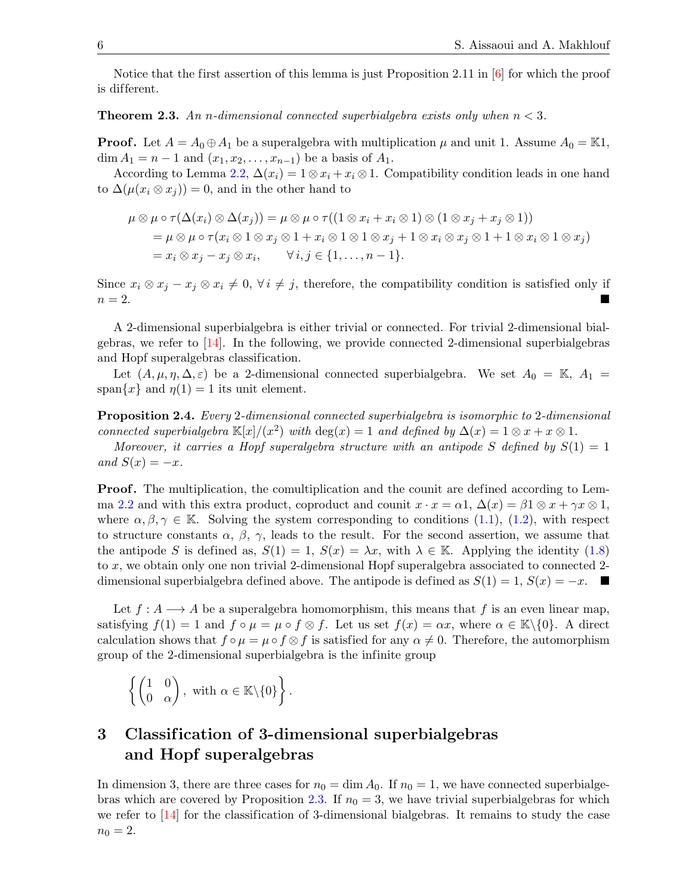Notice that the first assertion of this lemma is just Proposition 2.11 in [6] for which the proof is different.

**Theorem 2.3.** *An $n$-dimensional connected superbialgebra exists only when $n < 3$.*

**Proof.** Let $A = A_0 \oplus A_1$ be a superalgebra with multiplication $\mu$ and unit 1. Assume $A_0 = \mathbb{K}1$, $\dim A_1 = n-1$ and $(x_1, x_2, \dots, x_{n-1})$ be a basis of $A_1$.

According to Lemma 2.2, $\Delta(x_i) = 1 \otimes x_i + x_i \otimes 1$. Compatibility condition leads in one hand to $\Delta(\mu(x_i \otimes x_j)) = 0$, and in the other hand to

$$
\begin{aligned}
\mu \otimes \mu \circ \tau(\Delta(x_i) \otimes \Delta(x_j)) &= \mu \otimes \mu \circ \tau((1 \otimes x_i + x_i \otimes 1) \otimes (1 \otimes x_j + x_j \otimes 1)) \\
&= \mu \otimes \mu \circ \tau(x_i \otimes 1 \otimes x_j \otimes 1 + x_i \otimes 1 \otimes 1 \otimes x_j + 1 \otimes x_i \otimes x_j \otimes 1 + 1 \otimes x_i \otimes 1 \otimes x_j) \\
&= x_i \otimes x_j - x_j \otimes x_i, \qquad \forall\, i, j \in \{1, \dots, n-1\}.
\end{aligned}
$$

Since $x_i \otimes x_j - x_j \otimes x_i \neq 0$, $\forall\, i \neq j$, therefore, the compatibility condition is satisfied only if $n = 2$. ■

A 2-dimensional superbialgebra is either trivial or connected. For trivial 2-dimensional bialgebras, we refer to [14]. In the following, we provide connected 2-dimensional superbialgebras and Hopf superalgebras classification.

Let $(A, \mu, \eta, \Delta, \varepsilon)$ be a 2-dimensional connected superbialgebra. We set $A_0 = \mathbb{K}$, $A_1 = \operatorname{span}\{x\}$ and $\eta(1) = 1$ its unit element.

**Proposition 2.4.** *Every 2-dimensional connected superbialgebra is isomorphic to 2-dimensional connected superbialgebra $\mathbb{K}[x]/(x^2)$ with $\deg(x) = 1$ and defined by $\Delta(x) = 1 \otimes x + x \otimes 1$.*

*Moreover, it carries a Hopf superalgebra structure with an antipode $S$ defined by $S(1) = 1$ and $S(x) = -x$.*

**Proof.** The multiplication, the comultiplication and the counit are defined according to Lemma 2.2 and with this extra product, coproduct and counit $x \cdot x = \alpha 1$, $\Delta(x) = \beta 1 \otimes x + \gamma x \otimes 1$, where $\alpha, \beta, \gamma \in \mathbb{K}$. Solving the system corresponding to conditions (1.1), (1.2), with respect to structure constants $\alpha$, $\beta$, $\gamma$, leads to the result. For the second assertion, we assume that the antipode $S$ is defined as, $S(1) = 1$, $S(x) = \lambda x$, with $\lambda \in \mathbb{K}$. Applying the identity (1.8) to $x$, we obtain only one non trivial 2-dimensional Hopf superalgebra associated to connected 2-dimensional superbialgebra defined above. The antipode is defined as $S(1) = 1$, $S(x) = -x$. ■

Let $f : A \longrightarrow A$ be a superalgebra homomorphism, this means that $f$ is an even linear map, satisfying $f(1) = 1$ and $f \circ \mu = \mu \circ f \otimes f$. Let us set $f(x) = \alpha x$, where $\alpha \in \mathbb{K}\backslash\{0\}$. A direct calculation shows that $f \circ \mu = \mu \circ f \otimes f$ is satisfied for any $\alpha \neq 0$. Therefore, the automorphism group of the 2-dimensional superbialgebra is the infinite group

$$
\left\{ \begin{pmatrix} 1 & 0 \\ 0 & \alpha \end{pmatrix}, \text{ with } \alpha \in \mathbb{K}\backslash\{0\} \right\}.
$$

## 3 Classification of 3-dimensional superbialgebras and Hopf superalgebras

In dimension 3, there are three cases for $n_0 = \dim A_0$. If $n_0 = 1$, we have connected superbialgebras which are covered by Proposition 2.3. If $n_0 = 3$, we have trivial superbialgebras for which we refer to [14] for the classification of 3-dimensional bialgebras. It remains to study the case $n_0 = 2$.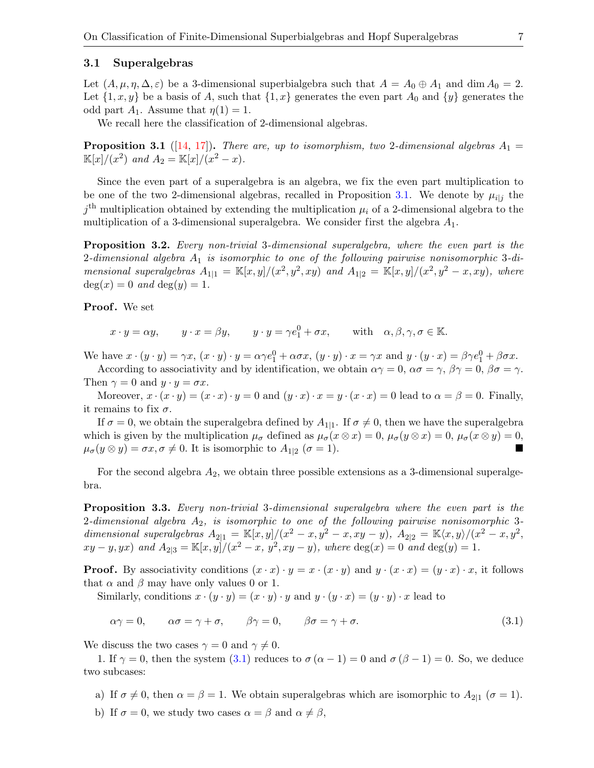### 3.1 Superalgebras

Let $(A, \mu, \eta, \Delta, \varepsilon)$ be a 3-dimensional superbialgebra such that $A = A_0 \oplus A_1$ and $\dim A_0 = 2$. Let $\{1, x, y\}$ be a basis of $A$, such that $\{1, x\}$ generates the even part $A_0$ and $\{y\}$ generates the odd part $A_1$. Assume that $\eta(1) = 1$.

We recall here the classification of 2-dimensional algebras.

**Proposition 3.1** ([14, 17])**.** *There are, up to isomorphism, two 2-dimensional algebras $A_1 = \mathbb{K}[x]/(x^2)$ and $A_2 = \mathbb{K}[x]/(x^2 - x)$.*

Since the even part of a superalgebra is an algebra, we fix the even part multiplication to be one of the two 2-dimensional algebras, recalled in Proposition 3.1. We denote by $\mu_{i|j}$ the $j^{\text{th}}$ multiplication obtained by extending the multiplication $\mu_i$ of a 2-dimensional algebra to the multiplication of a 3-dimensional superalgebra. We consider first the algebra $A_1$.

**Proposition 3.2.** *Every non-trivial 3-dimensional superalgebra, where the even part is the 2-dimensional algebra $A_1$ is isomorphic to one of the following pairwise nonisomorphic 3-dimensional superalgebras $A_{1|1} = \mathbb{K}[x, y]/(x^2, y^2, xy)$ and $A_{1|2} = \mathbb{K}[x, y]/(x^2, y^2 - x, xy)$, where $\deg(x) = 0$ and $\deg(y) = 1$.*

**Proof.** We set

$$x \cdot y = \alpha y, \qquad y \cdot x = \beta y, \qquad y \cdot y = \gamma e_1^0 + \sigma x, \qquad \text{with} \quad \alpha, \beta, \gamma, \sigma \in \mathbb{K}.$$

We have $x \cdot (y \cdot y) = \gamma x$, $(x \cdot y) \cdot y = \alpha\gamma e_1^0 + \alpha\sigma x$, $(y \cdot y) \cdot x = \gamma x$ and $y \cdot (y \cdot x) = \beta\gamma e_1^0 + \beta\sigma x$.

According to associativity and by identification, we obtain $\alpha\gamma = 0$, $\alpha\sigma = \gamma$, $\beta\gamma = 0$, $\beta\sigma = \gamma$. Then $\gamma = 0$ and $y \cdot y = \sigma x$.

Moreover, $x \cdot (x \cdot y) = (x \cdot x) \cdot y = 0$ and $(y \cdot x) \cdot x = y \cdot (x \cdot x) = 0$ lead to $\alpha = \beta = 0$. Finally, it remains to fix $\sigma$.

If $\sigma = 0$, we obtain the superalgebra defined by $A_{1|1}$. If $\sigma \neq 0$, then we have the superalgebra which is given by the multiplication $\mu_\sigma$ defined as $\mu_\sigma(x \otimes x) = 0$, $\mu_\sigma(y \otimes x) = 0$, $\mu_\sigma(x \otimes y) = 0$, $\mu_\sigma(y \otimes y) = \sigma x, \sigma \neq 0$. It is isomorphic to $A_{1|2}$ $(\sigma = 1)$. ∎

For the second algebra $A_2$, we obtain three possible extensions as a 3-dimensional superalgebra.

**Proposition 3.3.** *Every non-trivial 3-dimensional superalgebra where the even part is the 2-dimensional algebra $A_2$, is isomorphic to one of the following pairwise nonisomorphic 3-dimensional superalgebras $A_{2|1} = \mathbb{K}[x, y]/(x^2 - x, y^2 - x, xy - y)$, $A_{2|2} = \mathbb{K}\langle x, y\rangle/(x^2 - x, y^2, xy - y, yx)$ and $A_{2|3} = \mathbb{K}[x, y]/(x^2 - x, y^2, xy - y)$, where $\deg(x) = 0$ and $\deg(y) = 1$.*

**Proof.** By associativity conditions $(x \cdot x) \cdot y = x \cdot (x \cdot y)$ and $y \cdot (x \cdot x) = (y \cdot x) \cdot x$, it follows that $\alpha$ and $\beta$ may have only values 0 or 1.

Similarly, conditions $x \cdot (y \cdot y) = (x \cdot y) \cdot y$ and $y \cdot (y \cdot x) = (y \cdot y) \cdot x$ lead to

$$\alpha\gamma = 0, \qquad \alpha\sigma = \gamma + \sigma, \qquad \beta\gamma = 0, \qquad \beta\sigma = \gamma + \sigma. \tag{3.1}$$

We discuss the two cases $\gamma = 0$ and $\gamma \neq 0$.

1. If $\gamma = 0$, then the system (3.1) reduces to $\sigma(\alpha - 1) = 0$ and $\sigma(\beta - 1) = 0$. So, we deduce two subcases:

a) If $\sigma \neq 0$, then $\alpha = \beta = 1$. We obtain superalgebras which are isomorphic to $A_{2|1}$ $(\sigma = 1)$.

b) If $\sigma = 0$, we study two cases $\alpha = \beta$ and $\alpha \neq \beta$,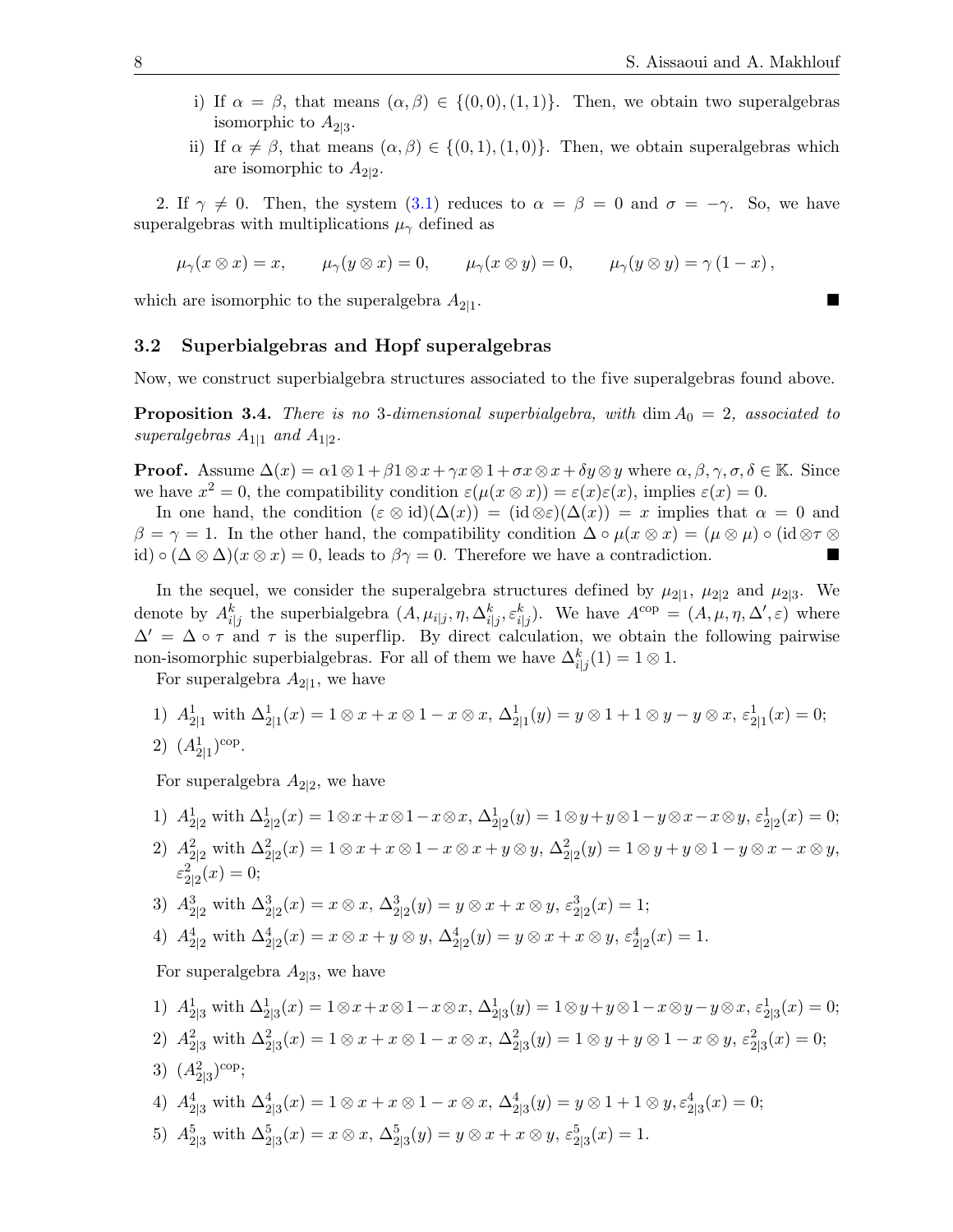i) If $\alpha = \beta$, that means $(\alpha, \beta) \in \{(0,0),(1,1)\}$. Then, we obtain two superalgebras isomorphic to $A_{2|3}$.

ii) If $\alpha \neq \beta$, that means $(\alpha, \beta) \in \{(0,1),(1,0)\}$. Then, we obtain superalgebras which are isomorphic to $A_{2|2}$.

2. If $\gamma \neq 0$. Then, the system (3.1) reduces to $\alpha = \beta = 0$ and $\sigma = -\gamma$. So, we have superalgebras with multiplications $\mu_\gamma$ defined as

$$\mu_\gamma(x \otimes x) = x, \qquad \mu_\gamma(y \otimes x) = 0, \qquad \mu_\gamma(x \otimes y) = 0, \qquad \mu_\gamma(y \otimes y) = \gamma\,(1 - x),$$

which are isomorphic to the superalgebra $A_{2|1}$. ■

### 3.2 Superbialgebras and Hopf superalgebras

Now, we construct superbialgebra structures associated to the five superalgebras found above.

**Proposition 3.4.** *There is no 3-dimensional superbialgebra, with $\dim A_0 = 2$, associated to superalgebras $A_{1|1}$ and $A_{1|2}$.*

**Proof.** Assume $\Delta(x) = \alpha 1 \otimes 1 + \beta 1 \otimes x + \gamma x \otimes 1 + \sigma x \otimes x + \delta y \otimes y$ where $\alpha, \beta, \gamma, \sigma, \delta \in \mathbb{K}$. Since we have $x^2 = 0$, the compatibility condition $\varepsilon(\mu(x \otimes x)) = \varepsilon(x)\varepsilon(x)$, implies $\varepsilon(x) = 0$.

In one hand, the condition $(\varepsilon \otimes \mathrm{id})(\Delta(x)) = (\mathrm{id} \otimes \varepsilon)(\Delta(x)) = x$ implies that $\alpha = 0$ and $\beta = \gamma = 1$. In the other hand, the compatibility condition $\Delta \circ \mu(x \otimes x) = (\mu \otimes \mu) \circ (\mathrm{id} \otimes \tau \otimes \mathrm{id}) \circ (\Delta \otimes \Delta)(x \otimes x) = 0$, leads to $\beta\gamma = 0$. Therefore we have a contradiction. ■

In the sequel, we consider the superalgebra structures defined by $\mu_{2|1}$, $\mu_{2|2}$ and $\mu_{2|3}$. We denote by $A^k_{i|j}$ the superbialgebra $(A, \mu_{i|j}, \eta, \Delta^k_{i|j}, \varepsilon^k_{i|j})$. We have $A^{\mathrm{cop}} = (A, \mu, \eta, \Delta', \varepsilon)$ where $\Delta' = \Delta \circ \tau$ and $\tau$ is the superflip. By direct calculation, we obtain the following pairwise non-isomorphic superbialgebras. For all of them we have $\Delta^k_{i|j}(1) = 1 \otimes 1$.

For superalgebra $A_{2|1}$, we have

1) $A^1_{2|1}$ with $\Delta^1_{2|1}(x) = 1 \otimes x + x \otimes 1 - x \otimes x$, $\Delta^1_{2|1}(y) = y \otimes 1 + 1 \otimes y - y \otimes x$, $\varepsilon^1_{2|1}(x) = 0$;
2) $(A^1_{2|1})^{\mathrm{cop}}$.

For superalgebra $A_{2|2}$, we have

1) $A^1_{2|2}$ with $\Delta^1_{2|2}(x) = 1 \otimes x + x \otimes 1 - x \otimes x$, $\Delta^1_{2|2}(y) = 1 \otimes y + y \otimes 1 - y \otimes x - x \otimes y$, $\varepsilon^1_{2|2}(x) = 0$;
2) $A^2_{2|2}$ with $\Delta^2_{2|2}(x) = 1 \otimes x + x \otimes 1 - x \otimes x + y \otimes y$, $\Delta^2_{2|2}(y) = 1 \otimes y + y \otimes 1 - y \otimes x - x \otimes y$, $\varepsilon^2_{2|2}(x) = 0$;
3) $A^3_{2|2}$ with $\Delta^3_{2|2}(x) = x \otimes x$, $\Delta^3_{2|2}(y) = y \otimes x + x \otimes y$, $\varepsilon^3_{2|2}(x) = 1$;
4) $A^4_{2|2}$ with $\Delta^4_{2|2}(x) = x \otimes x + y \otimes y$, $\Delta^4_{2|2}(y) = y \otimes x + x \otimes y$, $\varepsilon^4_{2|2}(x) = 1$.

For superalgebra $A_{2|3}$, we have

1) $A^1_{2|3}$ with $\Delta^1_{2|3}(x) = 1 \otimes x + x \otimes 1 - x \otimes x$, $\Delta^1_{2|3}(y) = 1 \otimes y + y \otimes 1 - x \otimes y - y \otimes x$, $\varepsilon^1_{2|3}(x) = 0$;
2) $A^2_{2|3}$ with $\Delta^2_{2|3}(x) = 1 \otimes x + x \otimes 1 - x \otimes x$, $\Delta^2_{2|3}(y) = 1 \otimes y + y \otimes 1 - x \otimes y$, $\varepsilon^2_{2|3}(x) = 0$;
3) $(A^2_{2|3})^{\mathrm{cop}}$;
4) $A^4_{2|3}$ with $\Delta^4_{2|3}(x) = 1 \otimes x + x \otimes 1 - x \otimes x$, $\Delta^4_{2|3}(y) = y \otimes 1 + 1 \otimes y$, $\varepsilon^4_{2|3}(x) = 0$;
5) $A^5_{2|3}$ with $\Delta^5_{2|3}(x) = x \otimes x$, $\Delta^5_{2|3}(y) = y \otimes x + x \otimes y$, $\varepsilon^5_{2|3}(x) = 1$.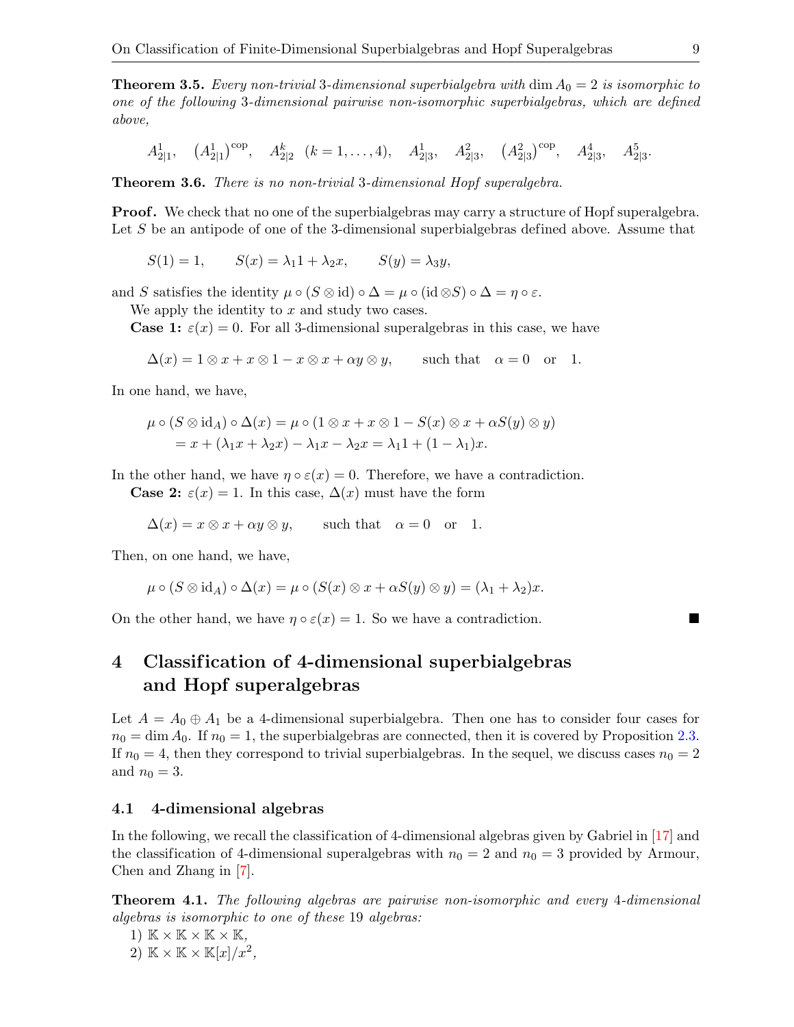**Theorem 3.5.** *Every non-trivial* 3*-dimensional superbialgebra with* $\dim A_0 = 2$ *is isomorphic to one of the following* 3*-dimensional pairwise non-isomorphic superbialgebras, which are defined above,*

$$A^1_{2|1},\quad \left(A^1_{2|1}\right)^{\text{cop}},\quad A^k_{2|2}\ \ (k=1,\dots,4),\quad A^1_{2|3},\quad A^2_{2|3},\quad \left(A^2_{2|3}\right)^{\text{cop}},\quad A^4_{2|3},\quad A^5_{2|3}.$$

**Theorem 3.6.** *There is no non-trivial* 3*-dimensional Hopf superalgebra.*

**Proof.** We check that no one of the superbialgebras may carry a structure of Hopf superalgebra. Let $S$ be an antipode of one of the 3-dimensional superbialgebras defined above. Assume that

$$S(1) = 1, \qquad S(x) = \lambda_1 1 + \lambda_2 x, \qquad S(y) = \lambda_3 y,$$

and $S$ satisfies the identity $\mu \circ (S \otimes \mathrm{id}) \circ \Delta = \mu \circ (\mathrm{id} \otimes S) \circ \Delta = \eta \circ \varepsilon$.

We apply the identity to $x$ and study two cases.

**Case 1:** $\varepsilon(x) = 0$. For all 3-dimensional superalgebras in this case, we have

$$\Delta(x) = 1 \otimes x + x \otimes 1 - x \otimes x + \alpha y \otimes y, \qquad \text{such that} \quad \alpha = 0 \quad \text{or} \quad 1.$$

In one hand, we have,

$$\begin{aligned}
\mu \circ (S \otimes \mathrm{id}_A) \circ \Delta(x) &= \mu \circ (1 \otimes x + x \otimes 1 - S(x) \otimes x + \alpha S(y) \otimes y) \\
&= x + (\lambda_1 x + \lambda_2 x) - \lambda_1 x - \lambda_2 x = \lambda_1 1 + (1 - \lambda_1) x.
\end{aligned}$$

In the other hand, we have $\eta \circ \varepsilon(x) = 0$. Therefore, we have a contradiction.

**Case 2:** $\varepsilon(x) = 1$. In this case, $\Delta(x)$ must have the form

$$\Delta(x) = x \otimes x + \alpha y \otimes y, \qquad \text{such that} \quad \alpha = 0 \quad \text{or} \quad 1.$$

Then, on one hand, we have,

$$\mu \circ (S \otimes \mathrm{id}_A) \circ \Delta(x) = \mu \circ (S(x) \otimes x + \alpha S(y) \otimes y) = (\lambda_1 + \lambda_2) x.$$

On the other hand, we have $\eta \circ \varepsilon(x) = 1$. So we have a contradiction. ■

# 4 Classification of 4-dimensional superbialgebras and Hopf superalgebras

Let $A = A_0 \oplus A_1$ be a 4-dimensional superbialgebra. Then one has to consider four cases for $n_0 = \dim A_0$. If $n_0 = 1$, the superbialgebras are connected, then it is covered by Proposition 2.3. If $n_0 = 4$, then they correspond to trivial superbialgebras. In the sequel, we discuss cases $n_0 = 2$ and $n_0 = 3$.

## 4.1 4-dimensional algebras

In the following, we recall the classification of 4-dimensional algebras given by Gabriel in [17] and the classification of 4-dimensional superalgebras with $n_0 = 2$ and $n_0 = 3$ provided by Armour, Chen and Zhang in [7].

**Theorem 4.1.** *The following algebras are pairwise non-isomorphic and every* 4*-dimensional algebras is isomorphic to one of these* 19 *algebras:*

1) $\mathbb{K} \times \mathbb{K} \times \mathbb{K} \times \mathbb{K}$,
2) $\mathbb{K} \times \mathbb{K} \times \mathbb{K}[x]/x^2$,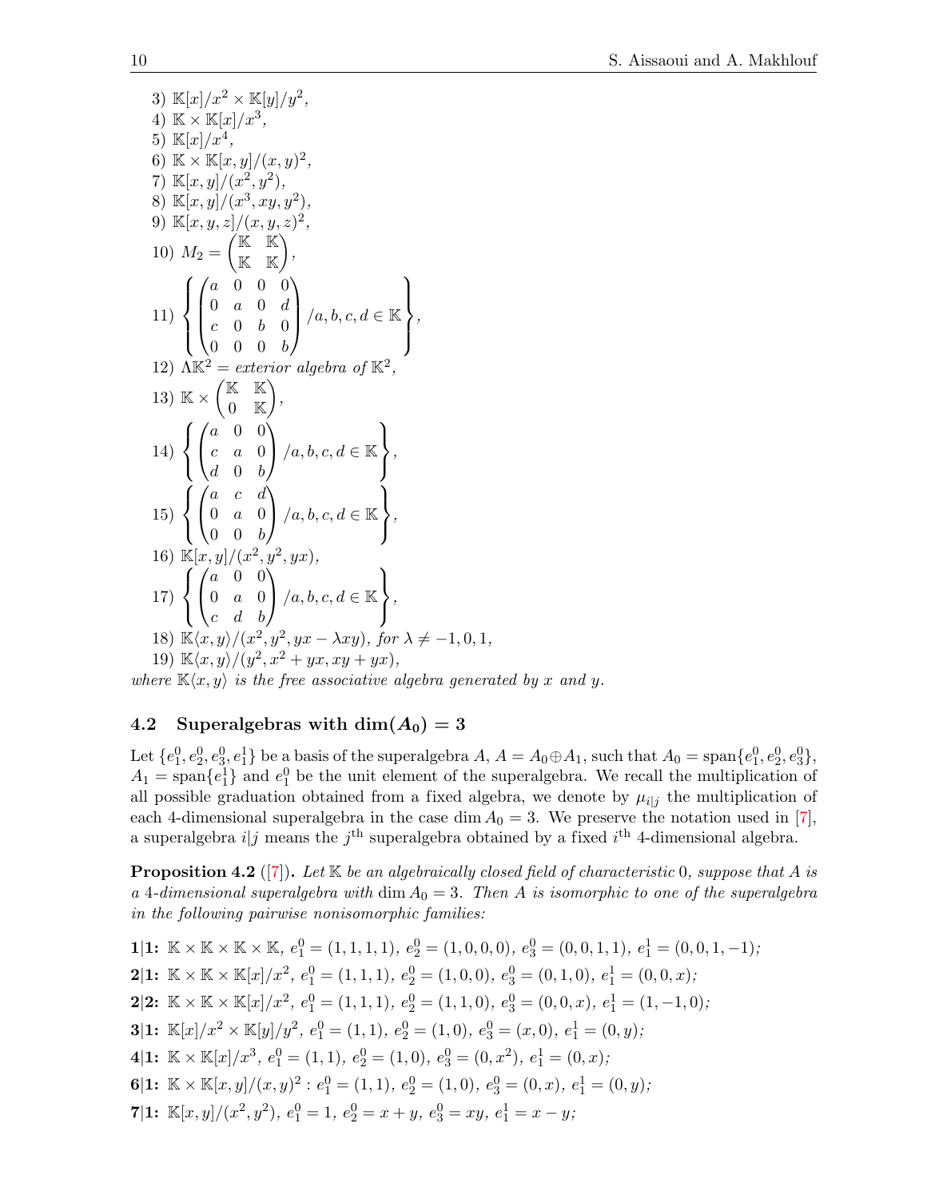3) $\mathbb{K}[x]/x^2 \times \mathbb{K}[y]/y^2$,

4) $\mathbb{K} \times \mathbb{K}[x]/x^3$,

5) $\mathbb{K}[x]/x^4$,

6) $\mathbb{K} \times \mathbb{K}[x,y]/(x,y)^2$,

7) $\mathbb{K}[x,y]/(x^2,y^2)$,

8) $\mathbb{K}[x,y]/(x^3,xy,y^2)$,

9) $\mathbb{K}[x,y,z]/(x,y,z)^2$,

10) $M_2 = \begin{pmatrix} \mathbb{K} & \mathbb{K} \\ \mathbb{K} & \mathbb{K} \end{pmatrix}$,

11) $\left\{ \begin{pmatrix} a & 0 & 0 & 0 \\ 0 & a & 0 & d \\ c & 0 & b & 0 \\ 0 & 0 & 0 & b \end{pmatrix} /a,b,c,d \in \mathbb{K} \right\}$,

12) $\Lambda\mathbb{K}^2 =$ *exterior algebra of* $\mathbb{K}^2$,

13) $\mathbb{K} \times \begin{pmatrix} \mathbb{K} & \mathbb{K} \\ 0 & \mathbb{K} \end{pmatrix}$,

14) $\left\{ \begin{pmatrix} a & 0 & 0 \\ c & a & 0 \\ d & 0 & b \end{pmatrix} /a,b,c,d \in \mathbb{K} \right\}$,

15) $\left\{ \begin{pmatrix} a & c & d \\ 0 & a & 0 \\ 0 & 0 & b \end{pmatrix} /a,b,c,d \in \mathbb{K} \right\}$,

16) $\mathbb{K}[x,y]/(x^2,y^2,yx)$,

17) $\left\{ \begin{pmatrix} a & 0 & 0 \\ 0 & a & 0 \\ c & d & b \end{pmatrix} /a,b,c,d \in \mathbb{K} \right\}$,

18) $\mathbb{K}\langle x,y\rangle/(x^2,y^2,yx-\lambda xy)$, *for* $\lambda \neq -1,0,1$,

19) $\mathbb{K}\langle x,y\rangle/(y^2,x^2+yx,xy+yx)$,

*where* $\mathbb{K}\langle x,y\rangle$ *is the free associative algebra generated by* $x$ *and* $y$.

## 4.2 Superalgebras with $\dim(A_0) = 3$

Let $\{e_1^0, e_2^0, e_3^0, e_1^1\}$ be a basis of the superalgebra $A$, $A = A_0 \oplus A_1$, such that $A_0 = \operatorname{span}\{e_1^0, e_2^0, e_3^0\}$, $A_1 = \operatorname{span}\{e_1^1\}$ and $e_1^0$ be the unit element of the superalgebra. We recall the multiplication of all possible graduation obtained from a fixed algebra, we denote by $\mu_{i|j}$ the multiplication of each 4-dimensional superalgebra in the case $\dim A_0 = 3$. We preserve the notation used in [7], a superalgebra $i|j$ means the $j^{\text{th}}$ superalgebra obtained by a fixed $i^{\text{th}}$ 4-dimensional algebra.

**Proposition 4.2** ([7])**.** *Let* $\mathbb{K}$ *be an algebraically closed field of characteristic* $0$*, suppose that* $A$ *is a* 4*-dimensional superalgebra with* $\dim A_0 = 3$*. Then* $A$ *is isomorphic to one of the superalgebra in the following pairwise nonisomorphic families:*

**1|1:** $\mathbb{K} \times \mathbb{K} \times \mathbb{K} \times \mathbb{K}$, $e_1^0 = (1,1,1,1)$, $e_2^0 = (1,0,0,0)$, $e_3^0 = (0,0,1,1)$, $e_1^1 = (0,0,1,-1)$;

**2|1:** $\mathbb{K} \times \mathbb{K} \times \mathbb{K}[x]/x^2$, $e_1^0 = (1,1,1)$, $e_2^0 = (1,0,0)$, $e_3^0 = (0,1,0)$, $e_1^1 = (0,0,x)$;

**2|2:** $\mathbb{K} \times \mathbb{K} \times \mathbb{K}[x]/x^2$, $e_1^0 = (1,1,1)$, $e_2^0 = (1,1,0)$, $e_3^0 = (0,0,x)$, $e_1^1 = (1,-1,0)$;

**3|1:** $\mathbb{K}[x]/x^2 \times \mathbb{K}[y]/y^2$, $e_1^0 = (1,1)$, $e_2^0 = (1,0)$, $e_3^0 = (x,0)$, $e_1^1 = (0,y)$;

**4|1:** $\mathbb{K} \times \mathbb{K}[x]/x^3$, $e_1^0 = (1,1)$, $e_2^0 = (1,0)$, $e_3^0 = (0,x^2)$, $e_1^1 = (0,x)$;

**6|1:** $\mathbb{K} \times \mathbb{K}[x,y]/(x,y)^2$ : $e_1^0 = (1,1)$, $e_2^0 = (1,0)$, $e_3^0 = (0,x)$, $e_1^1 = (0,y)$;

**7|1:** $\mathbb{K}[x,y]/(x^2,y^2)$, $e_1^0 = 1$, $e_2^0 = x+y$, $e_3^0 = xy$, $e_1^1 = x-y$;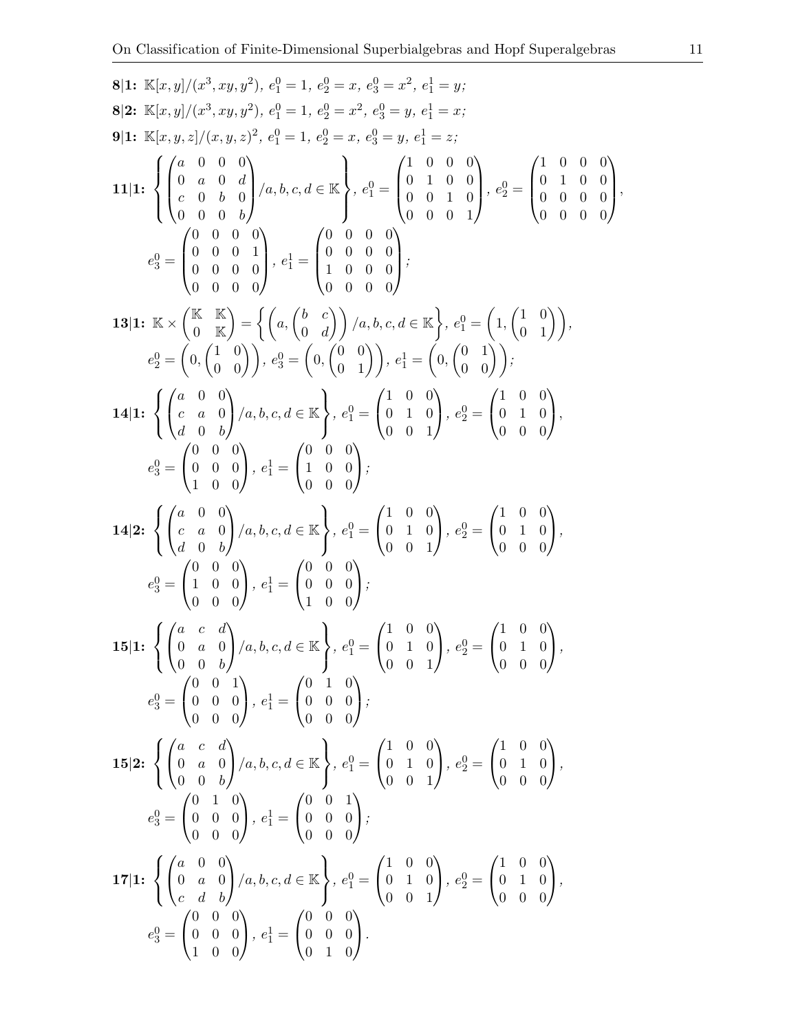**8|1:** $\mathbb{K}[x,y]/(x^3,xy,y^2)$, $e^0_1 = 1$, $e^0_2 = x$, $e^0_3 = x^2$, $e^1_1 = y$;

**8|2:** $\mathbb{K}[x,y]/(x^3,xy,y^2)$, $e^0_1 = 1$, $e^0_2 = x^2$, $e^0_3 = y$, $e^1_1 = x$;

**9|1:** $\mathbb{K}[x,y,z]/(x,y,z)^2$, $e^0_1 = 1$, $e^0_2 = x$, $e^0_3 = y$, $e^1_1 = z$;

**11|1:** $\left\{ \begin{pmatrix} a & 0 & 0 & 0 \\ 0 & a & 0 & d \\ c & 0 & b & 0 \\ 0 & 0 & 0 & b \end{pmatrix} / a,b,c,d \in \mathbb{K} \right\}$, $e^0_1 = \begin{pmatrix} 1 & 0 & 0 & 0 \\ 0 & 1 & 0 & 0 \\ 0 & 0 & 1 & 0 \\ 0 & 0 & 0 & 1 \end{pmatrix}$, $e^0_2 = \begin{pmatrix} 1 & 0 & 0 & 0 \\ 0 & 1 & 0 & 0 \\ 0 & 0 & 0 & 0 \\ 0 & 0 & 0 & 0 \end{pmatrix}$,

$e^0_3 = \begin{pmatrix} 0 & 0 & 0 & 0 \\ 0 & 0 & 0 & 1 \\ 0 & 0 & 0 & 0 \\ 0 & 0 & 0 & 0 \end{pmatrix}$, $e^1_1 = \begin{pmatrix} 0 & 0 & 0 & 0 \\ 0 & 0 & 0 & 0 \\ 1 & 0 & 0 & 0 \\ 0 & 0 & 0 & 0 \end{pmatrix}$;

**13|1:** $\mathbb{K} \times \begin{pmatrix} \mathbb{K} & \mathbb{K} \\ 0 & \mathbb{K} \end{pmatrix} = \left\{ \left( a, \begin{pmatrix} b & c \\ 0 & d \end{pmatrix} \right) / a,b,c,d \in \mathbb{K} \right\}$, $e^0_1 = \left( 1, \begin{pmatrix} 1 & 0 \\ 0 & 1 \end{pmatrix} \right)$,

$e^0_2 = \left( 0, \begin{pmatrix} 1 & 0 \\ 0 & 0 \end{pmatrix} \right)$, $e^0_3 = \left( 0, \begin{pmatrix} 0 & 0 \\ 0 & 1 \end{pmatrix} \right)$, $e^1_1 = \left( 0, \begin{pmatrix} 0 & 1 \\ 0 & 0 \end{pmatrix} \right)$;

**14|1:** $\left\{ \begin{pmatrix} a & 0 & 0 \\ c & a & 0 \\ d & 0 & b \end{pmatrix} / a,b,c,d \in \mathbb{K} \right\}$, $e^0_1 = \begin{pmatrix} 1 & 0 & 0 \\ 0 & 1 & 0 \\ 0 & 0 & 1 \end{pmatrix}$, $e^0_2 = \begin{pmatrix} 1 & 0 & 0 \\ 0 & 1 & 0 \\ 0 & 0 & 0 \end{pmatrix}$,

$e^0_3 = \begin{pmatrix} 0 & 0 & 0 \\ 0 & 0 & 0 \\ 1 & 0 & 0 \end{pmatrix}$, $e^1_1 = \begin{pmatrix} 0 & 0 & 0 \\ 1 & 0 & 0 \\ 0 & 0 & 0 \end{pmatrix}$;

**14|2:** $\left\{ \begin{pmatrix} a & 0 & 0 \\ c & a & 0 \\ d & 0 & b \end{pmatrix} / a,b,c,d \in \mathbb{K} \right\}$, $e^0_1 = \begin{pmatrix} 1 & 0 & 0 \\ 0 & 1 & 0 \\ 0 & 0 & 1 \end{pmatrix}$, $e^0_2 = \begin{pmatrix} 1 & 0 & 0 \\ 0 & 1 & 0 \\ 0 & 0 & 0 \end{pmatrix}$,

$e^0_3 = \begin{pmatrix} 0 & 0 & 0 \\ 1 & 0 & 0 \\ 0 & 0 & 0 \end{pmatrix}$, $e^1_1 = \begin{pmatrix} 0 & 0 & 0 \\ 0 & 0 & 0 \\ 1 & 0 & 0 \end{pmatrix}$;

**15|1:** $\left\{ \begin{pmatrix} a & c & d \\ 0 & a & 0 \\ 0 & 0 & b \end{pmatrix} / a,b,c,d \in \mathbb{K} \right\}$, $e^0_1 = \begin{pmatrix} 1 & 0 & 0 \\ 0 & 1 & 0 \\ 0 & 0 & 1 \end{pmatrix}$, $e^0_2 = \begin{pmatrix} 1 & 0 & 0 \\ 0 & 1 & 0 \\ 0 & 0 & 0 \end{pmatrix}$,

$e^0_3 = \begin{pmatrix} 0 & 0 & 1 \\ 0 & 0 & 0 \\ 0 & 0 & 0 \end{pmatrix}$, $e^1_1 = \begin{pmatrix} 0 & 1 & 0 \\ 0 & 0 & 0 \\ 0 & 0 & 0 \end{pmatrix}$;

**15|2:** $\left\{ \begin{pmatrix} a & c & d \\ 0 & a & 0 \\ 0 & 0 & b \end{pmatrix} / a,b,c,d \in \mathbb{K} \right\}$, $e^0_1 = \begin{pmatrix} 1 & 0 & 0 \\ 0 & 1 & 0 \\ 0 & 0 & 1 \end{pmatrix}$, $e^0_2 = \begin{pmatrix} 1 & 0 & 0 \\ 0 & 1 & 0 \\ 0 & 0 & 0 \end{pmatrix}$,

$e^0_3 = \begin{pmatrix} 0 & 1 & 0 \\ 0 & 0 & 0 \\ 0 & 0 & 0 \end{pmatrix}$, $e^1_1 = \begin{pmatrix} 0 & 0 & 1 \\ 0 & 0 & 0 \\ 0 & 0 & 0 \end{pmatrix}$;

**17|1:** $\left\{ \begin{pmatrix} a & 0 & 0 \\ 0 & a & 0 \\ c & d & b \end{pmatrix} / a,b,c,d \in \mathbb{K} \right\}$, $e^0_1 = \begin{pmatrix} 1 & 0 & 0 \\ 0 & 1 & 0 \\ 0 & 0 & 1 \end{pmatrix}$, $e^0_2 = \begin{pmatrix} 1 & 0 & 0 \\ 0 & 1 & 0 \\ 0 & 0 & 0 \end{pmatrix}$,

$e^0_3 = \begin{pmatrix} 0 & 0 & 0 \\ 0 & 0 & 0 \\ 1 & 0 & 0 \end{pmatrix}$, $e^1_1 = \begin{pmatrix} 0 & 0 & 0 \\ 0 & 0 & 0 \\ 0 & 1 & 0 \end{pmatrix}$.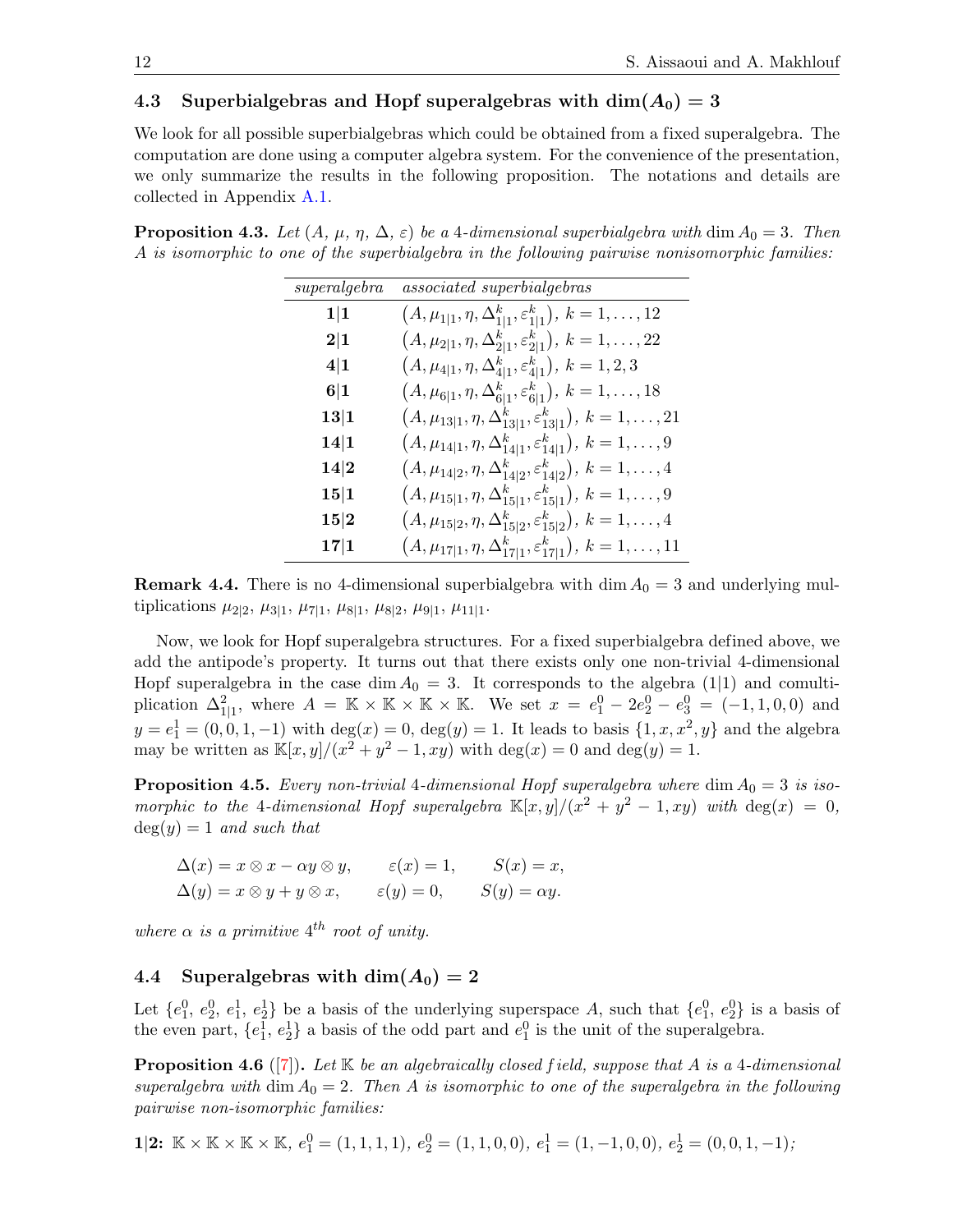### 4.3 Superbialgebras and Hopf superalgebras with $\dim(A_0) = 3$

We look for all possible superbialgebras which could be obtained from a fixed superalgebra. The computation are done using a computer algebra system. For the convenience of the presentation, we only summarize the results in the following proposition. The notations and details are collected in Appendix A.1.

**Proposition 4.3.** *Let $(A,\ \mu,\ \eta,\ \Delta,\ \varepsilon)$ be a 4-dimensional superbialgebra with $\dim A_0 = 3$. Then A is isomorphic to one of the superbialgebra in the following pairwise nonisomorphic families:*

| *superalgebra* | *associated superbialgebras* |
|---|---|
| **1\|1** | $\left(A, \mu_{1\|1}, \eta, \Delta^k_{1\|1}, \varepsilon^k_{1\|1}\right),\ k = 1, \dots, 12$ |
| **2\|1** | $\left(A, \mu_{2\|1}, \eta, \Delta^k_{2\|1}, \varepsilon^k_{2\|1}\right),\ k = 1, \dots, 22$ |
| **4\|1** | $\left(A, \mu_{4\|1}, \eta, \Delta^k_{4\|1}, \varepsilon^k_{4\|1}\right),\ k = 1, 2, 3$ |
| **6\|1** | $\left(A, \mu_{6\|1}, \eta, \Delta^k_{6\|1}, \varepsilon^k_{6\|1}\right),\ k = 1, \dots, 18$ |
| **13\|1** | $\left(A, \mu_{13\|1}, \eta, \Delta^k_{13\|1}, \varepsilon^k_{13\|1}\right),\ k = 1, \dots, 21$ |
| **14\|1** | $\left(A, \mu_{14\|1}, \eta, \Delta^k_{14\|1}, \varepsilon^k_{14\|1}\right),\ k = 1, \dots, 9$ |
| **14\|2** | $\left(A, \mu_{14\|2}, \eta, \Delta^k_{14\|2}, \varepsilon^k_{14\|2}\right),\ k = 1, \dots, 4$ |
| **15\|1** | $\left(A, \mu_{15\|1}, \eta, \Delta^k_{15\|1}, \varepsilon^k_{15\|1}\right),\ k = 1, \dots, 9$ |
| **15\|2** | $\left(A, \mu_{15\|2}, \eta, \Delta^k_{15\|2}, \varepsilon^k_{15\|2}\right),\ k = 1, \dots, 4$ |
| **17\|1** | $\left(A, \mu_{17\|1}, \eta, \Delta^k_{17\|1}, \varepsilon^k_{17\|1}\right),\ k = 1, \dots, 11$ |

**Remark 4.4.** There is no 4-dimensional superbialgebra with $\dim A_0 = 3$ and underlying multiplications $\mu_{2|2}$, $\mu_{3|1}$, $\mu_{7|1}$, $\mu_{8|1}$, $\mu_{8|2}$, $\mu_{9|1}$, $\mu_{11|1}$.

Now, we look for Hopf superalgebra structures. For a fixed superbialgebra defined above, we add the antipode's property. It turns out that there exists only one non-trivial 4-dimensional Hopf superalgebra in the case $\dim A_0 = 3$. It corresponds to the algebra $(1|1)$ and comultiplication $\Delta^2_{1|1}$, where $A = \mathbb{K} \times \mathbb{K} \times \mathbb{K} \times \mathbb{K}$. We set $x = e^0_1 - 2e^0_2 - e^0_3 = (-1, 1, 0, 0)$ and $y = e^1_1 = (0, 0, 1, -1)$ with $\deg(x) = 0$, $\deg(y) = 1$. It leads to basis $\{1, x, x^2, y\}$ and the algebra may be written as $\mathbb{K}[x, y]/(x^2 + y^2 - 1, xy)$ with $\deg(x) = 0$ and $\deg(y) = 1$.

**Proposition 4.5.** *Every non-trivial 4-dimensional Hopf superalgebra where $\dim A_0 = 3$ is isomorphic to the 4-dimensional Hopf superalgebra $\mathbb{K}[x, y]/(x^2 + y^2 - 1, xy)$ with $\deg(x) = 0$, $\deg(y) = 1$ and such that*

$$\Delta(x) = x \otimes x - \alpha y \otimes y, \qquad \varepsilon(x) = 1, \qquad S(x) = x,$$
$$\Delta(y) = x \otimes y + y \otimes x, \qquad \varepsilon(y) = 0, \qquad S(y) = \alpha y.$$

*where $\alpha$ is a primitive $4^{th}$ root of unity.*

### 4.4 Superalgebras with $\dim(A_0) = 2$

Let $\{e^0_1,\ e^0_2,\ e^1_1,\ e^1_2\}$ be a basis of the underlying superspace $A$, such that $\{e^0_1,\ e^0_2\}$ is a basis of the even part, $\{e^1_1,\ e^1_2\}$ a basis of the odd part and $e^0_1$ is the unit of the superalgebra.

**Proposition 4.6** ([7])**.** *Let $\mathbb{K}$ be an algebraically closed field, suppose that A is a 4-dimensional superalgebra with $\dim A_0 = 2$. Then A is isomorphic to one of the superalgebra in the following pairwise non-isomorphic families:*

**1|2:** $\mathbb{K} \times \mathbb{K} \times \mathbb{K} \times \mathbb{K}$, $e^0_1 = (1, 1, 1, 1)$, $e^0_2 = (1, 1, 0, 0)$, $e^1_1 = (1, -1, 0, 0)$, $e^1_2 = (0, 0, 1, -1)$;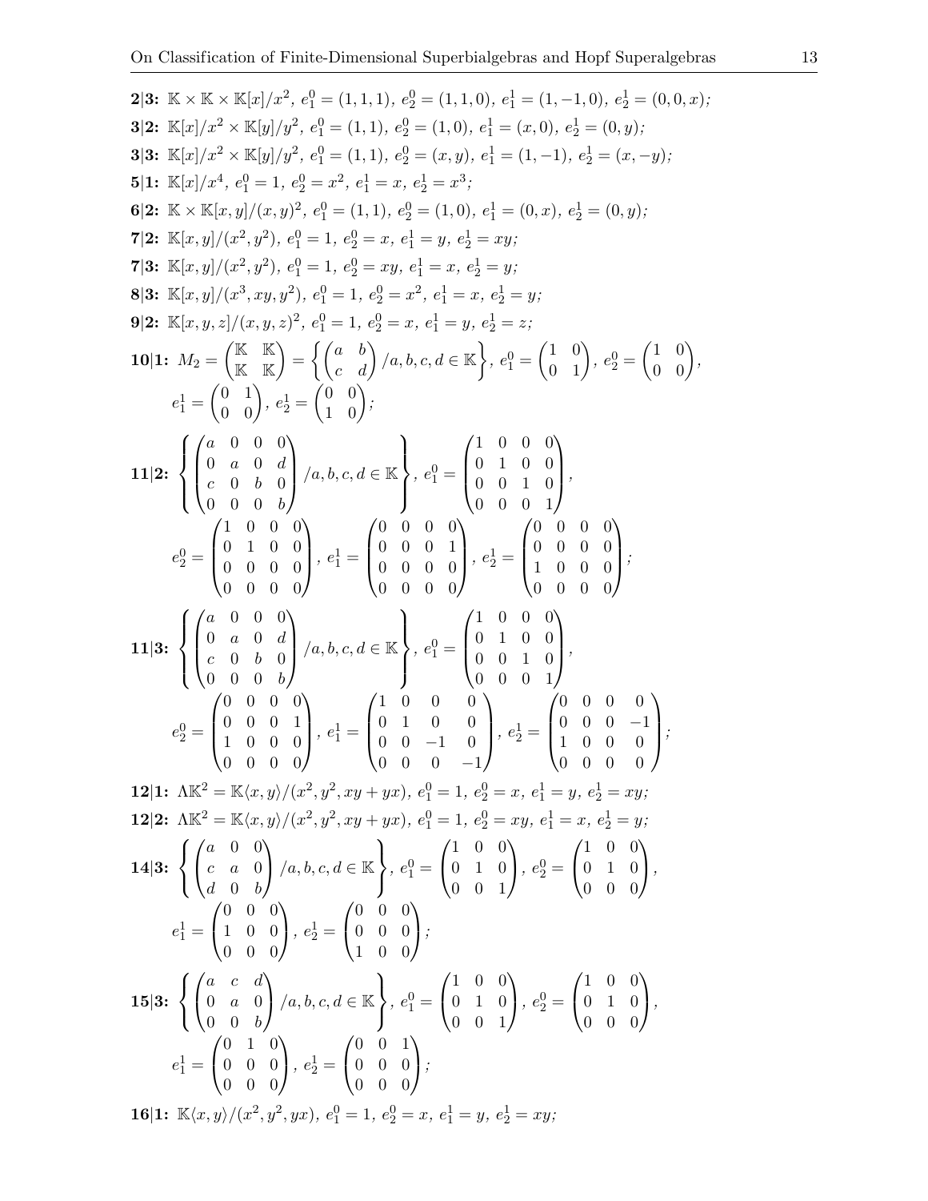**2|3:** $\mathbb{K} \times \mathbb{K} \times \mathbb{K}[x]/x^2$, $e_1^0 = (1,1,1)$, $e_2^0 = (1,1,0)$, $e_1^1 = (1,-1,0)$, $e_2^1 = (0,0,x)$;

**3|2:** $\mathbb{K}[x]/x^2 \times \mathbb{K}[y]/y^2$, $e_1^0 = (1,1)$, $e_2^0 = (1,0)$, $e_1^1 = (x,0)$, $e_2^1 = (0,y)$;

**3|3:** $\mathbb{K}[x]/x^2 \times \mathbb{K}[y]/y^2$, $e_1^0 = (1,1)$, $e_2^0 = (x,y)$, $e_1^1 = (1,-1)$, $e_2^1 = (x,-y)$;

**5|1:** $\mathbb{K}[x]/x^4$, $e_1^0 = 1$, $e_2^0 = x^2$, $e_1^1 = x$, $e_2^1 = x^3$;

**6|2:** $\mathbb{K} \times \mathbb{K}[x,y]/(x,y)^2$, $e_1^0 = (1,1)$, $e_2^0 = (1,0)$, $e_1^1 = (0,x)$, $e_2^1 = (0,y)$;

**7|2:** $\mathbb{K}[x,y]/(x^2,y^2)$, $e_1^0 = 1$, $e_2^0 = x$, $e_1^1 = y$, $e_2^1 = xy$;

**7|3:** $\mathbb{K}[x,y]/(x^2,y^2)$, $e_1^0 = 1$, $e_2^0 = xy$, $e_1^1 = x$, $e_2^1 = y$;

**8|3:** $\mathbb{K}[x,y]/(x^3,xy,y^2)$, $e_1^0 = 1$, $e_2^0 = x^2$, $e_1^1 = x$, $e_2^1 = y$;

**9|2:** $\mathbb{K}[x,y,z]/(x,y,z)^2$, $e_1^0 = 1$, $e_2^0 = x$, $e_1^1 = y$, $e_2^1 = z$;

**10|1:** $M_2 = \begin{pmatrix} \mathbb{K} & \mathbb{K} \\ \mathbb{K} & \mathbb{K} \end{pmatrix} = \left\{ \begin{pmatrix} a & b \\ c & d \end{pmatrix} / a,b,c,d \in \mathbb{K} \right\}$, $e_1^0 = \begin{pmatrix} 1 & 0 \\ 0 & 1 \end{pmatrix}$, $e_2^0 = \begin{pmatrix} 1 & 0 \\ 0 & 0 \end{pmatrix}$, $e_1^1 = \begin{pmatrix} 0 & 1 \\ 0 & 0 \end{pmatrix}$, $e_2^1 = \begin{pmatrix} 0 & 0 \\ 1 & 0 \end{pmatrix}$;

**11|2:** $\left\{ \begin{pmatrix} a & 0 & 0 & 0 \\ 0 & a & 0 & d \\ c & 0 & b & 0 \\ 0 & 0 & 0 & b \end{pmatrix} / a,b,c,d \in \mathbb{K} \right\}$, $e_1^0 = \begin{pmatrix} 1 & 0 & 0 & 0 \\ 0 & 1 & 0 & 0 \\ 0 & 0 & 1 & 0 \\ 0 & 0 & 0 & 1 \end{pmatrix}$, $e_2^0 = \begin{pmatrix} 1 & 0 & 0 & 0 \\ 0 & 1 & 0 & 0 \\ 0 & 0 & 0 & 0 \\ 0 & 0 & 0 & 0 \end{pmatrix}$, $e_1^1 = \begin{pmatrix} 0 & 0 & 0 & 0 \\ 0 & 0 & 0 & 1 \\ 0 & 0 & 0 & 0 \\ 0 & 0 & 0 & 0 \end{pmatrix}$, $e_2^1 = \begin{pmatrix} 0 & 0 & 0 & 0 \\ 0 & 0 & 0 & 0 \\ 1 & 0 & 0 & 0 \\ 0 & 0 & 0 & 0 \end{pmatrix}$;

**11|3:** $\left\{ \begin{pmatrix} a & 0 & 0 & 0 \\ 0 & a & 0 & d \\ c & 0 & b & 0 \\ 0 & 0 & 0 & b \end{pmatrix} / a,b,c,d \in \mathbb{K} \right\}$, $e_1^0 = \begin{pmatrix} 1 & 0 & 0 & 0 \\ 0 & 1 & 0 & 0 \\ 0 & 0 & 1 & 0 \\ 0 & 0 & 0 & 1 \end{pmatrix}$, $e_2^0 = \begin{pmatrix} 0 & 0 & 0 & 0 \\ 0 & 0 & 0 & 1 \\ 1 & 0 & 0 & 0 \\ 0 & 0 & 0 & 0 \end{pmatrix}$, $e_1^1 = \begin{pmatrix} 1 & 0 & 0 & 0 \\ 0 & 1 & 0 & 0 \\ 0 & 0 & -1 & 0 \\ 0 & 0 & 0 & -1 \end{pmatrix}$, $e_2^1 = \begin{pmatrix} 0 & 0 & 0 & 0 \\ 0 & 0 & 0 & -1 \\ 1 & 0 & 0 & 0 \\ 0 & 0 & 0 & 0 \end{pmatrix}$;

**12|1:** $\Lambda\mathbb{K}^2 = \mathbb{K}\langle x,y \rangle/(x^2,y^2,xy+yx)$, $e_1^0 = 1$, $e_2^0 = x$, $e_1^1 = y$, $e_2^1 = xy$;

**12|2:** $\Lambda\mathbb{K}^2 = \mathbb{K}\langle x,y \rangle/(x^2,y^2,xy+yx)$, $e_1^0 = 1$, $e_2^0 = xy$, $e_1^1 = x$, $e_2^1 = y$;

**14|3:** $\left\{ \begin{pmatrix} a & 0 & 0 \\ c & a & 0 \\ d & 0 & b \end{pmatrix} / a,b,c,d \in \mathbb{K} \right\}$, $e_1^0 = \begin{pmatrix} 1 & 0 & 0 \\ 0 & 1 & 0 \\ 0 & 0 & 1 \end{pmatrix}$, $e_2^0 = \begin{pmatrix} 1 & 0 & 0 \\ 0 & 1 & 0 \\ 0 & 0 & 0 \end{pmatrix}$, $e_1^1 = \begin{pmatrix} 0 & 0 & 0 \\ 1 & 0 & 0 \\ 0 & 0 & 0 \end{pmatrix}$, $e_2^1 = \begin{pmatrix} 0 & 0 & 0 \\ 0 & 0 & 0 \\ 1 & 0 & 0 \end{pmatrix}$;

**15|3:** $\left\{ \begin{pmatrix} a & c & d \\ 0 & a & 0 \\ 0 & 0 & b \end{pmatrix} / a,b,c,d \in \mathbb{K} \right\}$, $e_1^0 = \begin{pmatrix} 1 & 0 & 0 \\ 0 & 1 & 0 \\ 0 & 0 & 1 \end{pmatrix}$, $e_2^0 = \begin{pmatrix} 1 & 0 & 0 \\ 0 & 1 & 0 \\ 0 & 0 & 0 \end{pmatrix}$, $e_1^1 = \begin{pmatrix} 0 & 1 & 0 \\ 0 & 0 & 0 \\ 0 & 0 & 0 \end{pmatrix}$, $e_2^1 = \begin{pmatrix} 0 & 0 & 1 \\ 0 & 0 & 0 \\ 0 & 0 & 0 \end{pmatrix}$;

**16|1:** $\mathbb{K}\langle x,y \rangle/(x^2,y^2,yx)$, $e_1^0 = 1$, $e_2^0 = x$, $e_1^1 = y$, $e_2^1 = xy$;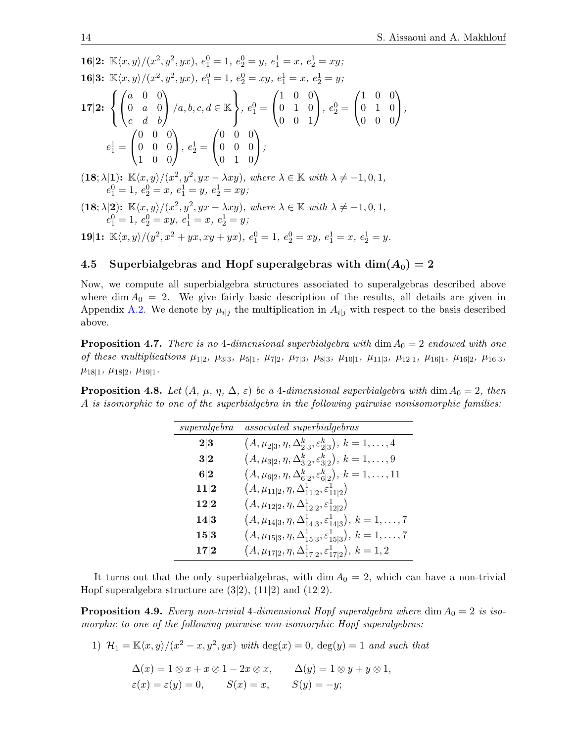**16|2:** $\mathbb{K}\langle x,y\rangle/(x^2,y^2,yx)$, $e_1^0=1$, $e_2^0=y$, $e_1^1=x$, $e_2^1=xy$;

**16|3:** $\mathbb{K}\langle x,y\rangle/(x^2,y^2,yx)$, $e_1^0=1$, $e_2^0=xy$, $e_1^1=x$, $e_2^1=y$;

**17|2:** $\left\{\begin{pmatrix} a & 0 & 0\\ 0 & a & 0\\ c & d & b\end{pmatrix} / a,b,c,d\in\mathbb{K}\right\}$, $e_1^0=\begin{pmatrix} 1 & 0 & 0\\ 0 & 1 & 0\\ 0 & 0 & 1\end{pmatrix}$, $e_2^0=\begin{pmatrix} 1 & 0 & 0\\ 0 & 1 & 0\\ 0 & 0 & 0\end{pmatrix}$,
$e_1^1=\begin{pmatrix} 0 & 0 & 0\\ 0 & 0 & 0\\ 1 & 0 & 0\end{pmatrix}$, $e_2^1=\begin{pmatrix} 0 & 0 & 0\\ 0 & 0 & 0\\ 0 & 1 & 0\end{pmatrix}$;

**(18; $\lambda$|1):** $\mathbb{K}\langle x,y\rangle/(x^2,y^2,yx-\lambda xy)$, *where* $\lambda\in\mathbb{K}$ *with* $\lambda\neq -1,0,1$, $e_1^0=1$, $e_2^0=x$, $e_1^1=y$, $e_2^1=xy$;

**(18; $\lambda$|2):** $\mathbb{K}\langle x,y\rangle/(x^2,y^2,yx-\lambda xy)$, *where* $\lambda\in\mathbb{K}$ *with* $\lambda\neq -1,0,1$, $e_1^0=1$, $e_2^0=xy$, $e_1^1=x$, $e_2^1=y$;

**19|1:** $\mathbb{K}\langle x,y\rangle/(y^2,x^2+yx,xy+yx)$, $e_1^0=1$, $e_2^0=xy$, $e_1^1=x$, $e_2^1=y$.

### 4.5 Superbialgebras and Hopf superalgebras with $\dim(A_0)=2$

Now, we compute all superbialgebra structures associated to superalgebras described above where $\dim A_0=2$. We give fairly basic description of the results, all details are given in Appendix A.2. We denote by $\mu_{i|j}$ the multiplication in $A_{i|j}$ with respect to the basis described above.

**Proposition 4.7.** *There is no* 4*-dimensional superbialgebra with* $\dim A_0=2$ *endowed with one of these multiplications* $\mu_{1|2}$, $\mu_{3|3}$, $\mu_{5|1}$, $\mu_{7|2}$, $\mu_{7|3}$, $\mu_{8|3}$, $\mu_{10|1}$, $\mu_{11|3}$, $\mu_{12|1}$, $\mu_{16|1}$, $\mu_{16|2}$, $\mu_{16|3}$, $\mu_{18|1}$, $\mu_{18|2}$, $\mu_{19|1}$.

**Proposition 4.8.** *Let* $(A,\mu,\eta,\Delta,\varepsilon)$ *be a* 4*-dimensional superbialgebra with* $\dim A_0=2$, *then* $A$ *is isomorphic to one of the superbialgebra in the following pairwise nonisomorphic families:*

| *superalgebra* | *associated superbialgebras* |
|---|---|
| **2\|3** | $\left(A,\mu_{2\|3},\eta,\Delta^k_{2\|3},\varepsilon^k_{2\|3}\right)$, $k=1,\dots,4$ |
| **3\|2** | $\left(A,\mu_{3\|2},\eta,\Delta^k_{3\|2},\varepsilon^k_{3\|2}\right)$, $k=1,\dots,9$ |
| **6\|2** | $\left(A,\mu_{6\|2},\eta,\Delta^k_{6\|2},\varepsilon^k_{6\|2}\right)$, $k=1,\dots,11$ |
| **11\|2** | $\left(A,\mu_{11\|2},\eta,\Delta^1_{11\|2},\varepsilon^1_{11\|2}\right)$ |
| **12\|2** | $\left(A,\mu_{12\|2},\eta,\Delta^1_{12\|2},\varepsilon^1_{12\|2}\right)$ |
| **14\|3** | $\left(A,\mu_{14\|3},\eta,\Delta^1_{14\|3},\varepsilon^1_{14\|3}\right)$, $k=1,\dots,7$ |
| **15\|3** | $\left(A,\mu_{15\|3},\eta,\Delta^1_{15\|3},\varepsilon^1_{15\|3}\right)$, $k=1,\dots,7$ |
| **17\|2** | $\left(A,\mu_{17\|2},\eta,\Delta^1_{17\|2},\varepsilon^1_{17\|2}\right)$, $k=1,2$ |

It turns out that the only superbialgebras, with $\dim A_0=2$, which can have a non-trivial Hopf superalgebra structure are (3|2), (11|2) and (12|2).

**Proposition 4.9.** *Every non-trivial* 4*-dimensional Hopf superalgebra where* $\dim A_0=2$ *is isomorphic to one of the following pairwise non-isomorphic Hopf superalgebras:*

1) $\mathcal{H}_1=\mathbb{K}\langle x,y\rangle/(x^2-x,y^2,yx)$ *with* $\deg(x)=0$, $\deg(y)=1$ *and such that*

$$\Delta(x)=1\otimes x+x\otimes 1-2x\otimes x,\qquad \Delta(y)=1\otimes y+y\otimes 1,$$
$$\varepsilon(x)=\varepsilon(y)=0,\qquad S(x)=x,\qquad S(y)=-y;$$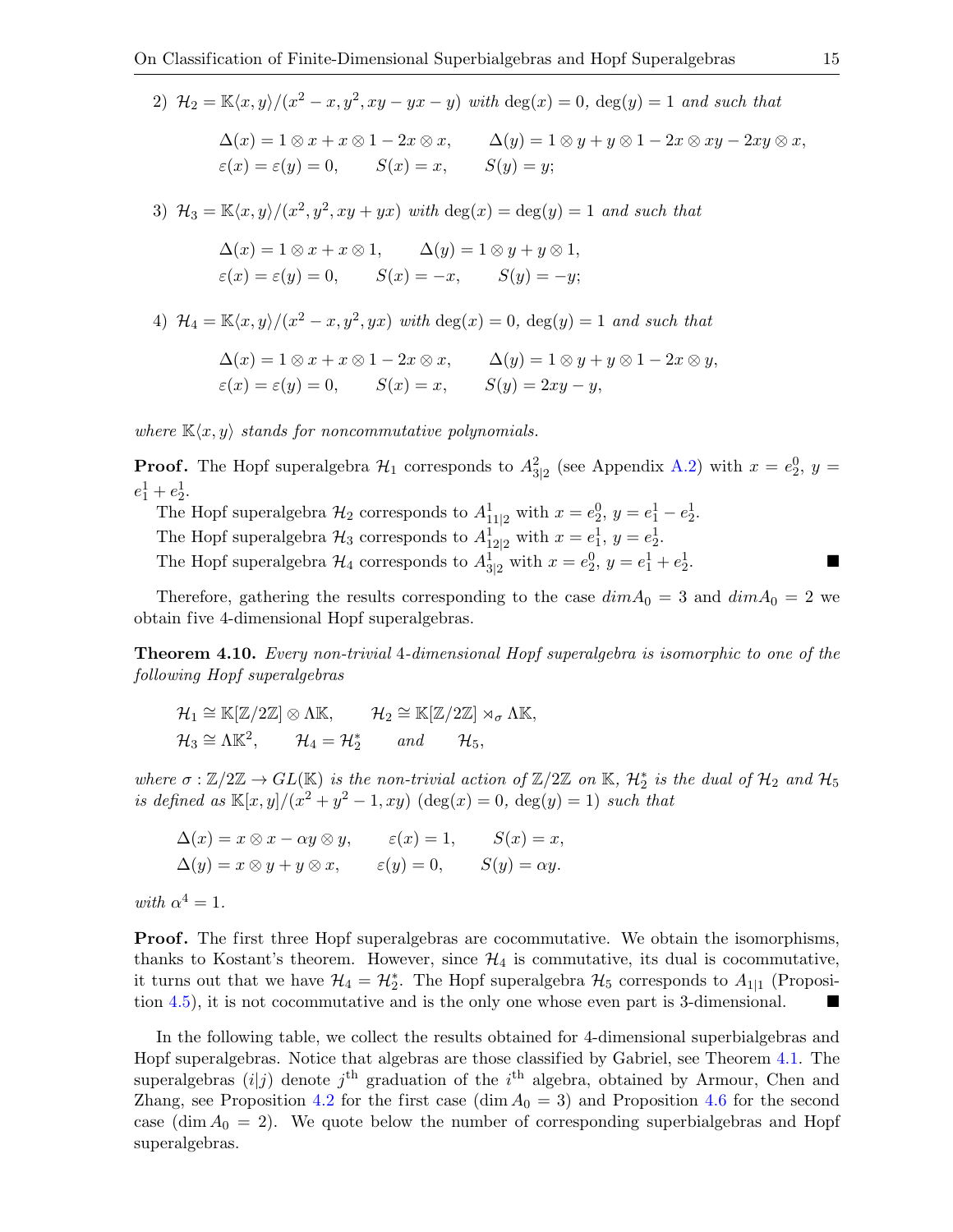2) $\mathcal{H}_2 = \mathbb{K}\langle x, y\rangle/(x^2 - x, y^2, xy - yx - y)$ *with* $\deg(x) = 0$, $\deg(y) = 1$ *and such that*

$$\Delta(x) = 1 \otimes x + x \otimes 1 - 2x \otimes x, \qquad \Delta(y) = 1 \otimes y + y \otimes 1 - 2x \otimes xy - 2xy \otimes x,$$
$$\varepsilon(x) = \varepsilon(y) = 0, \qquad S(x) = x, \qquad S(y) = y;$$

3) $\mathcal{H}_3 = \mathbb{K}\langle x, y\rangle/(x^2, y^2, xy + yx)$ *with* $\deg(x) = \deg(y) = 1$ *and such that*

$$\Delta(x) = 1 \otimes x + x \otimes 1, \qquad \Delta(y) = 1 \otimes y + y \otimes 1,$$
$$\varepsilon(x) = \varepsilon(y) = 0, \qquad S(x) = -x, \qquad S(y) = -y;$$

4) $\mathcal{H}_4 = \mathbb{K}\langle x, y\rangle/(x^2 - x, y^2, yx)$ *with* $\deg(x) = 0$, $\deg(y) = 1$ *and such that*

$$\Delta(x) = 1 \otimes x + x \otimes 1 - 2x \otimes x, \qquad \Delta(y) = 1 \otimes y + y \otimes 1 - 2x \otimes y,$$
$$\varepsilon(x) = \varepsilon(y) = 0, \qquad S(x) = x, \qquad S(y) = 2xy - y,$$

*where* $\mathbb{K}\langle x, y\rangle$ *stands for noncommutative polynomials.*

**Proof.** The Hopf superalgebra $\mathcal{H}_1$ corresponds to $A^2_{3|2}$ (see Appendix A.2) with $x = e^0_2$, $y = e^1_1 + e^1_2$.

The Hopf superalgebra $\mathcal{H}_2$ corresponds to $A^1_{11|2}$ with $x = e^0_2$, $y = e^1_1 - e^1_2$.

The Hopf superalgebra $\mathcal{H}_3$ corresponds to $A^1_{12|2}$ with $x = e^1_1$, $y = e^1_2$.

The Hopf superalgebra $\mathcal{H}_4$ corresponds to $A^1_{3|2}$ with $x = e^0_2$, $y = e^1_1 + e^1_2$. ■

Therefore, gathering the results corresponding to the case $dimA_0 = 3$ and $dimA_0 = 2$ we obtain five 4-dimensional Hopf superalgebras.

**Theorem 4.10.** *Every non-trivial* 4*-dimensional Hopf superalgebra is isomorphic to one of the following Hopf superalgebras*

$$\mathcal{H}_1 \cong \mathbb{K}[\mathbb{Z}/2\mathbb{Z}] \otimes \Lambda\mathbb{K}, \qquad \mathcal{H}_2 \cong \mathbb{K}[\mathbb{Z}/2\mathbb{Z}] \rtimes_\sigma \Lambda\mathbb{K},$$
$$\mathcal{H}_3 \cong \Lambda\mathbb{K}^2, \qquad \mathcal{H}_4 = \mathcal{H}_2^* \qquad \textit{and} \qquad \mathcal{H}_5,$$

*where* $\sigma : \mathbb{Z}/2\mathbb{Z} \to GL(\mathbb{K})$ *is the non-trivial action of* $\mathbb{Z}/2\mathbb{Z}$ *on* $\mathbb{K}$*,* $\mathcal{H}_2^*$ *is the dual of* $\mathcal{H}_2$ *and* $\mathcal{H}_5$ *is defined as* $\mathbb{K}[x, y]/(x^2 + y^2 - 1, xy)$ $(\deg(x) = 0,\ \deg(y) = 1)$ *such that*

$$\Delta(x) = x \otimes x - \alpha y \otimes y, \qquad \varepsilon(x) = 1, \qquad S(x) = x,$$
$$\Delta(y) = x \otimes y + y \otimes x, \qquad \varepsilon(y) = 0, \qquad S(y) = \alpha y.$$

*with* $\alpha^4 = 1$.

**Proof.** The first three Hopf superalgebras are cocommutative. We obtain the isomorphisms, thanks to Kostant's theorem. However, since $\mathcal{H}_4$ is commutative, its dual is cocommutative, it turns out that we have $\mathcal{H}_4 = \mathcal{H}_2^*$. The Hopf superalgebra $\mathcal{H}_5$ corresponds to $A_{1|1}$ (Proposition 4.5), it is not cocommutative and is the only one whose even part is 3-dimensional. ■

In the following table, we collect the results obtained for 4-dimensional superbialgebras and Hopf superalgebras. Notice that algebras are those classified by Gabriel, see Theorem 4.1. The superalgebras $(i|j)$ denote $j^{\text{th}}$ graduation of the $i^{\text{th}}$ algebra, obtained by Armour, Chen and Zhang, see Proposition 4.2 for the first case $(\dim A_0 = 3)$ and Proposition 4.6 for the second case $(\dim A_0 = 2)$. We quote below the number of corresponding superbialgebras and Hopf superalgebras.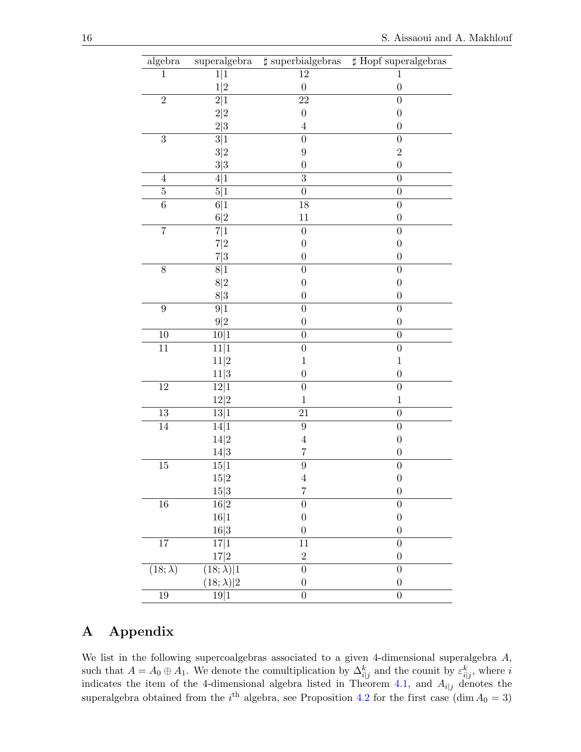| algebra | superalgebra | ♯ superbialgebras | ♯ Hopf superalgebras |
|---|---|---|---|
| 1 | $1\|1$ | 12 | 1 |
| | $1\|2$ | 0 | 0 |
| 2 | $2\|1$ | 22 | 0 |
| | $2\|2$ | 0 | 0 |
| | $2\|3$ | 4 | 0 |
| 3 | $3\|1$ | 0 | 0 |
| | $3\|2$ | 9 | 2 |
| | $3\|3$ | 0 | 0 |
| 4 | $4\|1$ | 3 | 0 |
| 5 | $5\|1$ | 0 | 0 |
| 6 | $6\|1$ | 18 | 0 |
| | $6\|2$ | 11 | 0 |
| 7 | $7\|1$ | 0 | 0 |
| | $7\|2$ | 0 | 0 |
| | $7\|3$ | 0 | 0 |
| 8 | $8\|1$ | 0 | 0 |
| | $8\|2$ | 0 | 0 |
| | $8\|3$ | 0 | 0 |
| 9 | $9\|1$ | 0 | 0 |
| | $9\|2$ | 0 | 0 |
| 10 | $10\|1$ | 0 | 0 |
| 11 | $11\|1$ | 0 | 0 |
| | $11\|2$ | 1 | 1 |
| | $11\|3$ | 0 | 0 |
| 12 | $12\|1$ | 0 | 0 |
| | $12\|2$ | 1 | 1 |
| 13 | $13\|1$ | 21 | 0 |
| 14 | $14\|1$ | 9 | 0 |
| | $14\|2$ | 4 | 0 |
| | $14\|3$ | 7 | 0 |
| 15 | $15\|1$ | 9 | 0 |
| | $15\|2$ | 4 | 0 |
| | $15\|3$ | 7 | 0 |
| 16 | $16\|2$ | 0 | 0 |
| | $16\|1$ | 0 | 0 |
| | $16\|3$ | 0 | 0 |
| 17 | $17\|1$ | 11 | 0 |
| | $17\|2$ | 2 | 0 |
| $(18;\lambda)$ | $(18;\lambda)\|1$ | 0 | 0 |
| | $(18;\lambda)\|2$ | 0 | 0 |
| 19 | $19\|1$ | 0 | 0 |

# A Appendix

We list in the following supercoalgebras associated to a given 4-dimensional superalgebra $A$, such that $A = A_0 \oplus A_1$. We denote the comultiplication by $\Delta^k_{i|j}$ and the counit by $\varepsilon^k_{i|j}$, where $i$ indicates the item of the 4-dimensional algebra listed in Theorem 4.1, and $A_{i|j}$ denotes the superalgebra obtained from the $i^{\text{th}}$ algebra, see Proposition 4.2 for the first case ($\dim A_0 = 3$)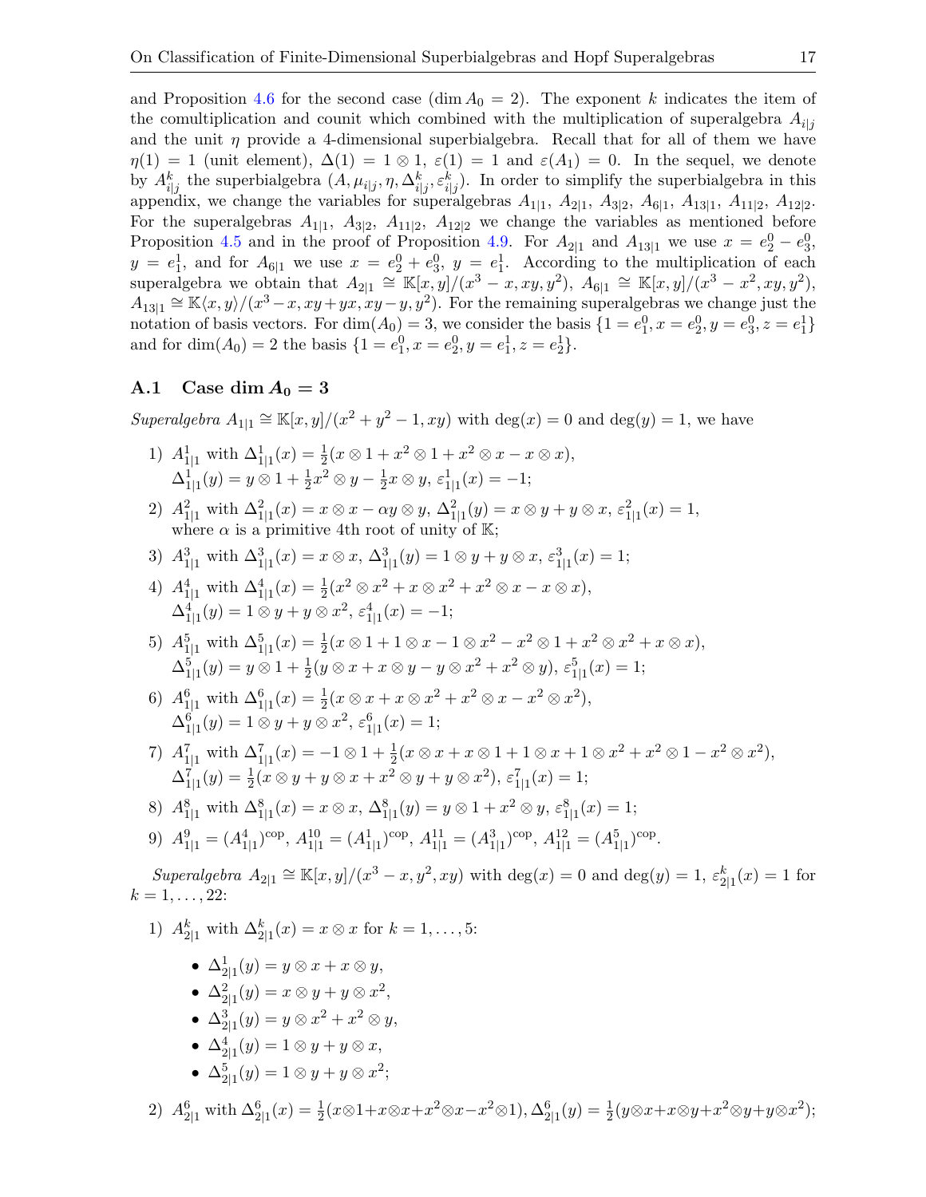and Proposition 4.6 for the second case ($\dim A_0 = 2$). The exponent $k$ indicates the item of the comultiplication and counit which combined with the multiplication of superalgebra $A_{i|j}$ and the unit $\eta$ provide a 4-dimensional superbialgebra. Recall that for all of them we have $\eta(1) = 1$ (unit element), $\Delta(1) = 1 \otimes 1$, $\varepsilon(1) = 1$ and $\varepsilon(A_1) = 0$. In the sequel, we denote by $A^k_{i|j}$ the superbialgebra $(A, \mu_{i|j}, \eta, \Delta^k_{i|j}, \varepsilon^k_{i|j})$. In order to simplify the superbialgebra in this appendix, we change the variables for superalgebras $A_{1|1}$, $A_{2|1}$, $A_{3|2}$, $A_{6|1}$, $A_{13|1}$, $A_{11|2}$, $A_{12|2}$. For the superalgebras $A_{1|1}$, $A_{3|2}$, $A_{11|2}$, $A_{12|2}$ we change the variables as mentioned before Proposition 4.5 and in the proof of Proposition 4.9. For $A_{2|1}$ and $A_{13|1}$ we use $x = e^0_2 - e^0_3$, $y = e^1_1$, and for $A_{6|1}$ we use $x = e^0_2 + e^0_3$, $y = e^1_1$. According to the multiplication of each superalgebra we obtain that $A_{2|1} \cong \mathbb{K}[x, y]/(x^3 - x, xy, y^2)$, $A_{6|1} \cong \mathbb{K}[x, y]/(x^3 - x^2, xy, y^2)$, $A_{13|1} \cong \mathbb{K}\langle x, y\rangle/(x^3 - x, xy + yx, xy - y, y^2)$. For the remaining superalgebras we change just the notation of basis vectors. For $\dim(A_0) = 3$, we consider the basis $\{1 = e^0_1, x = e^0_2, y = e^0_3, z = e^1_1\}$ and for $\dim(A_0) = 2$ the basis $\{1 = e^0_1, x = e^0_2, y = e^1_1, z = e^1_2\}$.

## A.1 Case $\dim A_0 = 3$

*Superalgebra* $A_{1|1} \cong \mathbb{K}[x, y]/(x^2 + y^2 - 1, xy)$ with $\deg(x) = 0$ and $\deg(y) = 1$, we have

1) $A^1_{1|1}$ with $\Delta^1_{1|1}(x) = \frac{1}{2}(x \otimes 1 + x^2 \otimes 1 + x^2 \otimes x - x \otimes x)$,
   $\Delta^1_{1|1}(y) = y \otimes 1 + \frac{1}{2}x^2 \otimes y - \frac{1}{2}x \otimes y$, $\varepsilon^1_{1|1}(x) = -1$;
2) $A^2_{1|1}$ with $\Delta^2_{1|1}(x) = x \otimes x - \alpha y \otimes y$, $\Delta^2_{1|1}(y) = x \otimes y + y \otimes x$, $\varepsilon^2_{1|1}(x) = 1$,
   where $\alpha$ is a primitive 4th root of unity of $\mathbb{K}$;
3) $A^3_{1|1}$ with $\Delta^3_{1|1}(x) = x \otimes x$, $\Delta^3_{1|1}(y) = 1 \otimes y + y \otimes x$, $\varepsilon^3_{1|1}(x) = 1$;
4) $A^4_{1|1}$ with $\Delta^4_{1|1}(x) = \frac{1}{2}(x^2 \otimes x^2 + x \otimes x^2 + x^2 \otimes x - x \otimes x)$,
   $\Delta^4_{1|1}(y) = 1 \otimes y + y \otimes x^2$, $\varepsilon^4_{1|1}(x) = -1$;
5) $A^5_{1|1}$ with $\Delta^5_{1|1}(x) = \frac{1}{2}(x \otimes 1 + 1 \otimes x - 1 \otimes x^2 - x^2 \otimes 1 + x^2 \otimes x^2 + x \otimes x)$,
   $\Delta^5_{1|1}(y) = y \otimes 1 + \frac{1}{2}(y \otimes x + x \otimes y - y \otimes x^2 + x^2 \otimes y)$, $\varepsilon^5_{1|1}(x) = 1$;
6) $A^6_{1|1}$ with $\Delta^6_{1|1}(x) = \frac{1}{2}(x \otimes x + x \otimes x^2 + x^2 \otimes x - x^2 \otimes x^2)$,
   $\Delta^6_{1|1}(y) = 1 \otimes y + y \otimes x^2$, $\varepsilon^6_{1|1}(x) = 1$;
7) $A^7_{1|1}$ with $\Delta^7_{1|1}(x) = -1 \otimes 1 + \frac{1}{2}(x \otimes x + x \otimes 1 + 1 \otimes x + 1 \otimes x^2 + x^2 \otimes 1 - x^2 \otimes x^2)$,
   $\Delta^7_{1|1}(y) = \frac{1}{2}(x \otimes y + y \otimes x + x^2 \otimes y + y \otimes x^2)$, $\varepsilon^7_{1|1}(x) = 1$;
8) $A^8_{1|1}$ with $\Delta^8_{1|1}(x) = x \otimes x$, $\Delta^8_{1|1}(y) = y \otimes 1 + x^2 \otimes y$, $\varepsilon^8_{1|1}(x) = 1$;
9) $A^9_{1|1} = (A^4_{1|1})^{\mathrm{cop}}$, $A^{10}_{1|1} = (A^1_{1|1})^{\mathrm{cop}}$, $A^{11}_{1|1} = (A^3_{1|1})^{\mathrm{cop}}$, $A^{12}_{1|1} = (A^5_{1|1})^{\mathrm{cop}}$.

*Superalgebra* $A_{2|1} \cong \mathbb{K}[x, y]/(x^3 - x, y^2, xy)$ with $\deg(x) = 0$ and $\deg(y) = 1$, $\varepsilon^k_{2|1}(x) = 1$ for $k = 1, \ldots, 22$:

1) $A^k_{2|1}$ with $\Delta^k_{2|1}(x) = x \otimes x$ for $k = 1, \ldots, 5$:
   - $\Delta^1_{2|1}(y) = y \otimes x + x \otimes y$,
   - $\Delta^2_{2|1}(y) = x \otimes y + y \otimes x^2$,
   - $\Delta^3_{2|1}(y) = y \otimes x^2 + x^2 \otimes y$,
   - $\Delta^4_{2|1}(y) = 1 \otimes y + y \otimes x$,
   - $\Delta^5_{2|1}(y) = 1 \otimes y + y \otimes x^2$;
2) $A^6_{2|1}$ with $\Delta^6_{2|1}(x) = \frac{1}{2}(x \otimes 1 + x \otimes x + x^2 \otimes x - x^2 \otimes 1)$, $\Delta^6_{2|1}(y) = \frac{1}{2}(y \otimes x + x \otimes y + x^2 \otimes y + y \otimes x^2)$;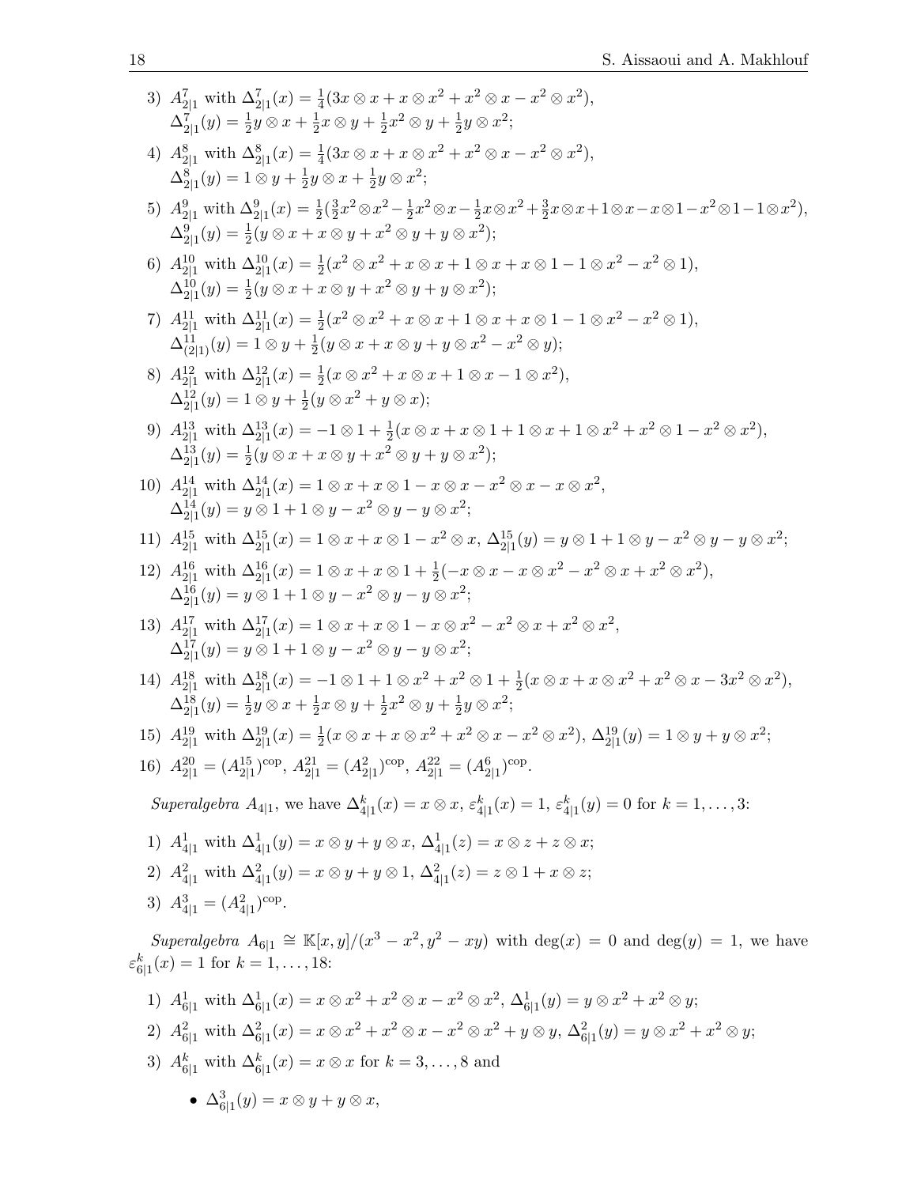3) $A_{2|1}^7$ with $\Delta_{2|1}^7(x) = \frac{1}{4}(3x \otimes x + x \otimes x^2 + x^2 \otimes x - x^2 \otimes x^2)$,
   $\Delta_{2|1}^7(y) = \frac{1}{2} y \otimes x + \frac{1}{2} x \otimes y + \frac{1}{2} x^2 \otimes y + \frac{1}{2} y \otimes x^2$;

4) $A_{2|1}^8$ with $\Delta_{2|1}^8(x) = \frac{1}{4}(3x \otimes x + x \otimes x^2 + x^2 \otimes x - x^2 \otimes x^2)$,
   $\Delta_{2|1}^8(y) = 1 \otimes y + \frac{1}{2} y \otimes x + \frac{1}{2} y \otimes x^2$;

5) $A_{2|1}^9$ with $\Delta_{2|1}^9(x) = \frac{1}{2}(\frac{3}{2} x^2 \otimes x^2 - \frac{1}{2} x^2 \otimes x - \frac{1}{2} x \otimes x^2 + \frac{3}{2} x \otimes x + 1 \otimes x - x \otimes 1 - x^2 \otimes 1 - 1 \otimes x^2)$,
   $\Delta_{2|1}^9(y) = \frac{1}{2}(y \otimes x + x \otimes y + x^2 \otimes y + y \otimes x^2)$;

6) $A_{2|1}^{10}$ with $\Delta_{2|1}^{10}(x) = \frac{1}{2}(x^2 \otimes x^2 + x \otimes x + 1 \otimes x + x \otimes 1 - 1 \otimes x^2 - x^2 \otimes 1)$,
   $\Delta_{2|1}^{10}(y) = \frac{1}{2}(y \otimes x + x \otimes y + x^2 \otimes y + y \otimes x^2)$;

7) $A_{2|1}^{11}$ with $\Delta_{2|1}^{11}(x) = \frac{1}{2}(x^2 \otimes x^2 + x \otimes x + 1 \otimes x + x \otimes 1 - 1 \otimes x^2 - x^2 \otimes 1)$,
   $\Delta_{(2|1)}^{11}(y) = 1 \otimes y + \frac{1}{2}(y \otimes x + x \otimes y + y \otimes x^2 - x^2 \otimes y)$;

8) $A_{2|1}^{12}$ with $\Delta_{2|1}^{12}(x) = \frac{1}{2}(x \otimes x^2 + x \otimes x + 1 \otimes x - 1 \otimes x^2)$,
   $\Delta_{2|1}^{12}(y) = 1 \otimes y + \frac{1}{2}(y \otimes x^2 + y \otimes x)$;

9) $A_{2|1}^{13}$ with $\Delta_{2|1}^{13}(x) = -1 \otimes 1 + \frac{1}{2}(x \otimes x + x \otimes 1 + 1 \otimes x + 1 \otimes x^2 + x^2 \otimes 1 - x^2 \otimes x^2)$,
   $\Delta_{2|1}^{13}(y) = \frac{1}{2}(y \otimes x + x \otimes y + x^2 \otimes y + y \otimes x^2)$;

10) $A_{2|1}^{14}$ with $\Delta_{2|1}^{14}(x) = 1 \otimes x + x \otimes 1 - x \otimes x - x^2 \otimes x - x \otimes x^2$,
    $\Delta_{2|1}^{14}(y) = y \otimes 1 + 1 \otimes y - x^2 \otimes y - y \otimes x^2$;

11) $A_{2|1}^{15}$ with $\Delta_{2|1}^{15}(x) = 1 \otimes x + x \otimes 1 - x^2 \otimes x$, $\Delta_{2|1}^{15}(y) = y \otimes 1 + 1 \otimes y - x^2 \otimes y - y \otimes x^2$;

12) $A_{2|1}^{16}$ with $\Delta_{2|1}^{16}(x) = 1 \otimes x + x \otimes 1 + \frac{1}{2}(-x \otimes x - x \otimes x^2 - x^2 \otimes x + x^2 \otimes x^2)$,
    $\Delta_{2|1}^{16}(y) = y \otimes 1 + 1 \otimes y - x^2 \otimes y - y \otimes x^2$;

13) $A_{2|1}^{17}$ with $\Delta_{2|1}^{17}(x) = 1 \otimes x + x \otimes 1 - x \otimes x^2 - x^2 \otimes x + x^2 \otimes x^2$,
    $\Delta_{2|1}^{17}(y) = y \otimes 1 + 1 \otimes y - x^2 \otimes y - y \otimes x^2$;

14) $A_{2|1}^{18}$ with $\Delta_{2|1}^{18}(x) = -1 \otimes 1 + 1 \otimes x^2 + x^2 \otimes 1 + \frac{1}{2}(x \otimes x + x \otimes x^2 + x^2 \otimes x - 3x^2 \otimes x^2)$,
    $\Delta_{2|1}^{18}(y) = \frac{1}{2} y \otimes x + \frac{1}{2} x \otimes y + \frac{1}{2} x^2 \otimes y + \frac{1}{2} y \otimes x^2$;

15) $A_{2|1}^{19}$ with $\Delta_{2|1}^{19}(x) = \frac{1}{2}(x \otimes x + x \otimes x^2 + x^2 \otimes x - x^2 \otimes x^2)$, $\Delta_{2|1}^{19}(y) = 1 \otimes y + y \otimes x^2$;

16) $A_{2|1}^{20} = (A_{2|1}^{15})^{\text{cop}}$, $A_{2|1}^{21} = (A_{2|1}^{2})^{\text{cop}}$, $A_{2|1}^{22} = (A_{2|1}^{6})^{\text{cop}}$.

*Superalgebra* $A_{4|1}$, we have $\Delta_{4|1}^k(x) = x \otimes x$, $\varepsilon_{4|1}^k(x) = 1$, $\varepsilon_{4|1}^k(y) = 0$ for $k = 1, \dots, 3$:

1) $A_{4|1}^1$ with $\Delta_{4|1}^1(y) = x \otimes y + y \otimes x$, $\Delta_{4|1}^1(z) = x \otimes z + z \otimes x$;

2) $A_{4|1}^2$ with $\Delta_{4|1}^2(y) = x \otimes y + y \otimes 1$, $\Delta_{4|1}^2(z) = z \otimes 1 + x \otimes z$;

3) $A_{4|1}^3 = (A_{4|1}^2)^{\text{cop}}$.

*Superalgebra* $A_{6|1} \cong \mathbb{K}[x, y]/(x^3 - x^2, y^2 - xy)$ with $\deg(x) = 0$ and $\deg(y) = 1$, we have $\varepsilon_{6|1}^k(x) = 1$ for $k = 1, \dots, 18$:

1) $A_{6|1}^1$ with $\Delta_{6|1}^1(x) = x \otimes x^2 + x^2 \otimes x - x^2 \otimes x^2$, $\Delta_{6|1}^1(y) = y \otimes x^2 + x^2 \otimes y$;

2) $A_{6|1}^2$ with $\Delta_{6|1}^2(x) = x \otimes x^2 + x^2 \otimes x - x^2 \otimes x^2 + y \otimes y$, $\Delta_{6|1}^2(y) = y \otimes x^2 + x^2 \otimes y$;

3) $A_{6|1}^k$ with $\Delta_{6|1}^k(x) = x \otimes x$ for $k = 3, \dots, 8$ and

- $\Delta_{6|1}^3(y) = x \otimes y + y \otimes x$,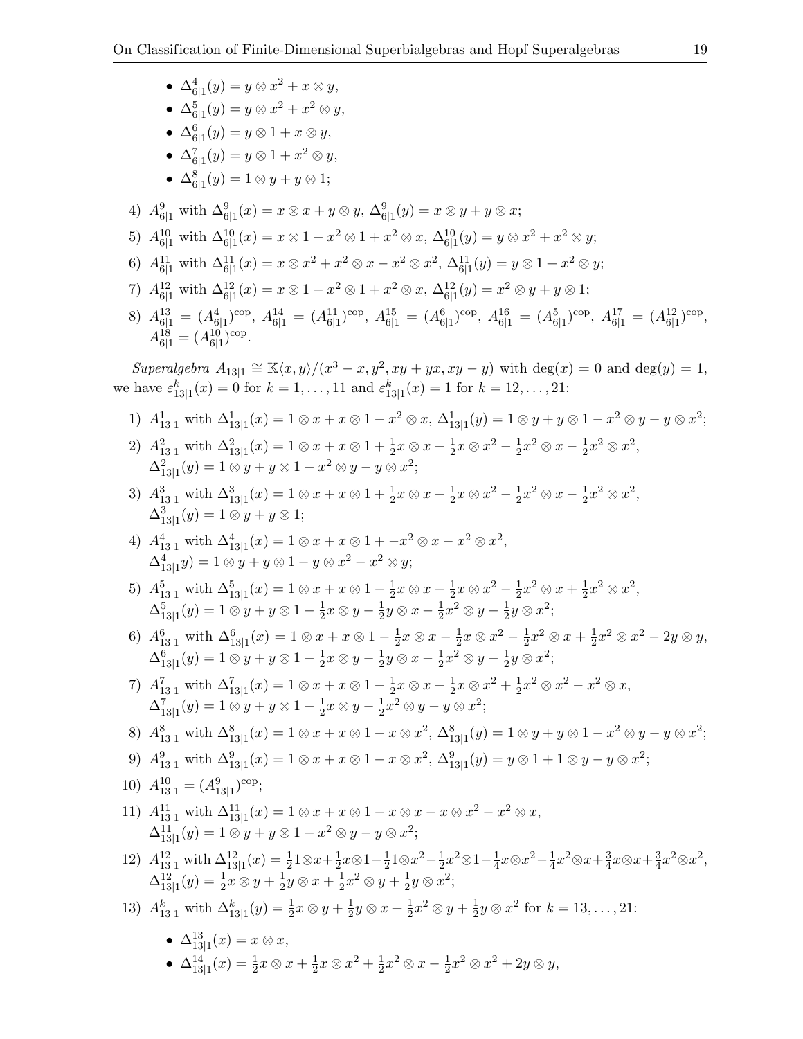- $\Delta^4_{6|1}(y) = y \otimes x^2 + x \otimes y$,
- $\Delta^5_{6|1}(y) = y \otimes x^2 + x^2 \otimes y$,
- $\Delta^6_{6|1}(y) = y \otimes 1 + x \otimes y$,
- $\Delta^7_{6|1}(y) = y \otimes 1 + x^2 \otimes y$,
- $\Delta^8_{6|1}(y) = 1 \otimes y + y \otimes 1$;

4) $A^9_{6|1}$ with $\Delta^9_{6|1}(x) = x \otimes x + y \otimes y$, $\Delta^9_{6|1}(y) = x \otimes y + y \otimes x$;

5) $A^{10}_{6|1}$ with $\Delta^{10}_{6|1}(x) = x \otimes 1 - x^2 \otimes 1 + x^2 \otimes x$, $\Delta^{10}_{6|1}(y) = y \otimes x^2 + x^2 \otimes y$;

6) $A^{11}_{6|1}$ with $\Delta^{11}_{6|1}(x) = x \otimes x^2 + x^2 \otimes x - x^2 \otimes x^2$, $\Delta^{11}_{6|1}(y) = y \otimes 1 + x^2 \otimes y$;

7) $A^{12}_{6|1}$ with $\Delta^{12}_{6|1}(x) = x \otimes 1 - x^2 \otimes 1 + x^2 \otimes x$, $\Delta^{12}_{6|1}(y) = x^2 \otimes y + y \otimes 1$;

8) $A^{13}_{6|1} = (A^4_{6|1})^{\mathrm{cop}}$, $A^{14}_{6|1} = (A^{11}_{6|1})^{\mathrm{cop}}$, $A^{15}_{6|1} = (A^6_{6|1})^{\mathrm{cop}}$, $A^{16}_{6|1} = (A^5_{6|1})^{\mathrm{cop}}$, $A^{17}_{6|1} = (A^{12}_{6|1})^{\mathrm{cop}}$, $A^{18}_{6|1} = (A^{10}_{6|1})^{\mathrm{cop}}$.

*Superalgebra* $A_{13|1} \cong \mathbb{K}\langle x, y\rangle/(x^3 - x, y^2, xy + yx, xy - y)$ with $\deg(x) = 0$ and $\deg(y) = 1$, we have $\varepsilon^k_{13|1}(x) = 0$ for $k = 1, \ldots, 11$ and $\varepsilon^k_{13|1}(x) = 1$ for $k = 12, \ldots, 21$:

1) $A^1_{13|1}$ with $\Delta^1_{13|1}(x) = 1 \otimes x + x \otimes 1 - x^2 \otimes x$, $\Delta^1_{13|1}(y) = 1 \otimes y + y \otimes 1 - x^2 \otimes y - y \otimes x^2$;

2) $A^2_{13|1}$ with $\Delta^2_{13|1}(x) = 1 \otimes x + x \otimes 1 + \frac{1}{2}x \otimes x - \frac{1}{2}x \otimes x^2 - \frac{1}{2}x^2 \otimes x - \frac{1}{2}x^2 \otimes x^2$, $\Delta^2_{13|1}(y) = 1 \otimes y + y \otimes 1 - x^2 \otimes y - y \otimes x^2$;

3) $A^3_{13|1}$ with $\Delta^3_{13|1}(x) = 1 \otimes x + x \otimes 1 + \frac{1}{2}x \otimes x - \frac{1}{2}x \otimes x^2 - \frac{1}{2}x^2 \otimes x - \frac{1}{2}x^2 \otimes x^2$, $\Delta^3_{13|1}(y) = 1 \otimes y + y \otimes 1$;

4) $A^4_{13|1}$ with $\Delta^4_{13|1}(x) = 1 \otimes x + x \otimes 1 + -x^2 \otimes x - x^2 \otimes x^2$, $\Delta^4_{13|1}y) = 1 \otimes y + y \otimes 1 - y \otimes x^2 - x^2 \otimes y$;

5) $A^5_{13|1}$ with $\Delta^5_{13|1}(x) = 1 \otimes x + x \otimes 1 - \frac{1}{2}x \otimes x - \frac{1}{2}x \otimes x^2 - \frac{1}{2}x^2 \otimes x + \frac{1}{2}x^2 \otimes x^2$, $\Delta^5_{13|1}(y) = 1 \otimes y + y \otimes 1 - \frac{1}{2}x \otimes y - \frac{1}{2}y \otimes x - \frac{1}{2}x^2 \otimes y - \frac{1}{2}y \otimes x^2$;

6) $A^6_{13|1}$ with $\Delta^6_{13|1}(x) = 1 \otimes x + x \otimes 1 - \frac{1}{2}x \otimes x - \frac{1}{2}x \otimes x^2 - \frac{1}{2}x^2 \otimes x + \frac{1}{2}x^2 \otimes x^2 - 2y \otimes y$, $\Delta^6_{13|1}(y) = 1 \otimes y + y \otimes 1 - \frac{1}{2}x \otimes y - \frac{1}{2}y \otimes x - \frac{1}{2}x^2 \otimes y - \frac{1}{2}y \otimes x^2$;

7) $A^7_{13|1}$ with $\Delta^7_{13|1}(x) = 1 \otimes x + x \otimes 1 - \frac{1}{2}x \otimes x - \frac{1}{2}x \otimes x^2 + \frac{1}{2}x^2 \otimes x^2 - x^2 \otimes x$, $\Delta^7_{13|1}(y) = 1 \otimes y + y \otimes 1 - \frac{1}{2}x \otimes y - \frac{1}{2}x^2 \otimes y - y \otimes x^2$;

8) $A^8_{13|1}$ with $\Delta^8_{13|1}(x) = 1 \otimes x + x \otimes 1 - x \otimes x^2$, $\Delta^8_{13|1}(y) = 1 \otimes y + y \otimes 1 - x^2 \otimes y - y \otimes x^2$;

9) $A^9_{13|1}$ with $\Delta^9_{13|1}(x) = 1 \otimes x + x \otimes 1 - x \otimes x^2$, $\Delta^9_{13|1}(y) = y \otimes 1 + 1 \otimes y - y \otimes x^2$;

10) $A^{10}_{13|1} = (A^9_{13|1})^{\mathrm{cop}}$;

11) $A^{11}_{13|1}$ with $\Delta^{11}_{13|1}(x) = 1 \otimes x + x \otimes 1 - x \otimes x - x \otimes x^2 - x^2 \otimes x$, $\Delta^{11}_{13|1}(y) = 1 \otimes y + y \otimes 1 - x^2 \otimes y - y \otimes x^2$;

12) $A^{12}_{13|1}$ with $\Delta^{12}_{13|1}(x) = \frac{1}{2}1 \otimes x + \frac{1}{2}x \otimes 1 - \frac{1}{2}1 \otimes x^2 - \frac{1}{2}x^2 \otimes 1 - \frac{1}{4}x \otimes x^2 - \frac{1}{4}x^2 \otimes x + \frac{3}{4}x \otimes x + \frac{3}{4}x^2 \otimes x^2$, $\Delta^{12}_{13|1}(y) = \frac{1}{2}x \otimes y + \frac{1}{2}y \otimes x + \frac{1}{2}x^2 \otimes y + \frac{1}{2}y \otimes x^2$;

13) $A^k_{13|1}$ with $\Delta^k_{13|1}(y) = \frac{1}{2}x \otimes y + \frac{1}{2}y \otimes x + \frac{1}{2}x^2 \otimes y + \frac{1}{2}y \otimes x^2$ for $k = 13, \ldots, 21$:

- $\Delta^{13}_{13|1}(x) = x \otimes x$,
- $\Delta^{14}_{13|1}(x) = \frac{1}{2}x \otimes x + \frac{1}{2}x \otimes x^2 + \frac{1}{2}x^2 \otimes x - \frac{1}{2}x^2 \otimes x^2 + 2y \otimes y$,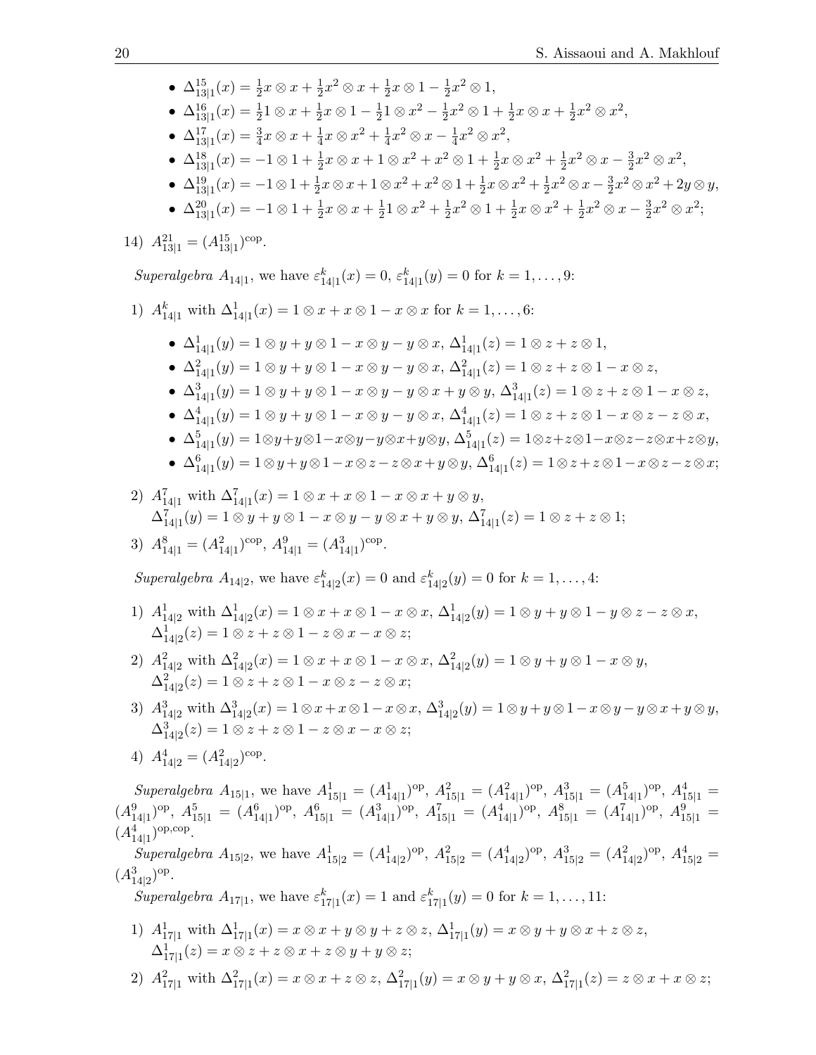- $\Delta^{15}_{13|1}(x) = \frac{1}{2}x \otimes x + \frac{1}{2}x^2 \otimes x + \frac{1}{2}x \otimes 1 - \frac{1}{2}x^2 \otimes 1$,
- $\Delta^{16}_{13|1}(x) = \frac{1}{2}1 \otimes x + \frac{1}{2}x \otimes 1 - \frac{1}{2}1 \otimes x^2 - \frac{1}{2}x^2 \otimes 1 + \frac{1}{2}x \otimes x + \frac{1}{2}x^2 \otimes x^2$,
- $\Delta^{17}_{13|1}(x) = \frac{3}{4}x \otimes x + \frac{1}{4}x \otimes x^2 + \frac{1}{4}x^2 \otimes x - \frac{1}{4}x^2 \otimes x^2$,
- $\Delta^{18}_{13|1}(x) = -1 \otimes 1 + \frac{1}{2}x \otimes x + 1 \otimes x^2 + x^2 \otimes 1 + \frac{1}{2}x \otimes x^2 + \frac{1}{2}x^2 \otimes x - \frac{3}{2}x^2 \otimes x^2$,
- $\Delta^{19}_{13|1}(x) = -1 \otimes 1 + \frac{1}{2}x \otimes x + 1 \otimes x^2 + x^2 \otimes 1 + \frac{1}{2}x \otimes x^2 + \frac{1}{2}x^2 \otimes x - \frac{3}{2}x^2 \otimes x^2 + 2y \otimes y$,
- $\Delta^{20}_{13|1}(x) = -1 \otimes 1 + \frac{1}{2}x \otimes x + \frac{1}{2}1 \otimes x^2 + \frac{1}{2}x^2 \otimes 1 + \frac{1}{2}x \otimes x^2 + \frac{1}{2}x^2 \otimes x - \frac{3}{2}x^2 \otimes x^2$;

14) $A^{21}_{13|1} = (A^{15}_{13|1})^{\mathrm{cop}}$.

*Superalgebra* $A_{14|1}$, we have $\varepsilon^k_{14|1}(x) = 0$, $\varepsilon^k_{14|1}(y) = 0$ for $k = 1, \dots, 9$:

1) $A^k_{14|1}$ with $\Delta^1_{14|1}(x) = 1 \otimes x + x \otimes 1 - x \otimes x$ for $k = 1, \dots, 6$:
   - $\Delta^1_{14|1}(y) = 1 \otimes y + y \otimes 1 - x \otimes y - y \otimes x$, $\Delta^1_{14|1}(z) = 1 \otimes z + z \otimes 1$,
   - $\Delta^2_{14|1}(y) = 1 \otimes y + y \otimes 1 - x \otimes y - y \otimes x$, $\Delta^2_{14|1}(z) = 1 \otimes z + z \otimes 1 - x \otimes z$,
   - $\Delta^3_{14|1}(y) = 1 \otimes y + y \otimes 1 - x \otimes y - y \otimes x + y \otimes y$, $\Delta^3_{14|1}(z) = 1 \otimes z + z \otimes 1 - x \otimes z$,
   - $\Delta^4_{14|1}(y) = 1 \otimes y + y \otimes 1 - x \otimes y - y \otimes x$, $\Delta^4_{14|1}(z) = 1 \otimes z + z \otimes 1 - x \otimes z - z \otimes x$,
   - $\Delta^5_{14|1}(y) = 1 \otimes y + y \otimes 1 - x \otimes y - y \otimes x + y \otimes y$, $\Delta^5_{14|1}(z) = 1 \otimes z + z \otimes 1 - x \otimes z - z \otimes x + z \otimes y$,
   - $\Delta^6_{14|1}(y) = 1 \otimes y + y \otimes 1 - x \otimes z - z \otimes x + y \otimes y$, $\Delta^6_{14|1}(z) = 1 \otimes z + z \otimes 1 - x \otimes z - z \otimes x$;

2) $A^7_{14|1}$ with $\Delta^7_{14|1}(x) = 1 \otimes x + x \otimes 1 - x \otimes x + y \otimes y$,
   $\Delta^7_{14|1}(y) = 1 \otimes y + y \otimes 1 - x \otimes y - y \otimes x + y \otimes y$, $\Delta^7_{14|1}(z) = 1 \otimes z + z \otimes 1$;

3) $A^8_{14|1} = (A^2_{14|1})^{\mathrm{cop}}$, $A^9_{14|1} = (A^3_{14|1})^{\mathrm{cop}}$.

*Superalgebra* $A_{14|2}$, we have $\varepsilon^k_{14|2}(x) = 0$ and $\varepsilon^k_{14|2}(y) = 0$ for $k = 1, \dots, 4$:

1) $A^1_{14|2}$ with $\Delta^1_{14|2}(x) = 1 \otimes x + x \otimes 1 - x \otimes x$, $\Delta^1_{14|2}(y) = 1 \otimes y + y \otimes 1 - y \otimes z - z \otimes x$,
   $\Delta^1_{14|2}(z) = 1 \otimes z + z \otimes 1 - z \otimes x - x \otimes z$;

2) $A^2_{14|2}$ with $\Delta^2_{14|2}(x) = 1 \otimes x + x \otimes 1 - x \otimes x$, $\Delta^2_{14|2}(y) = 1 \otimes y + y \otimes 1 - x \otimes y$,
   $\Delta^2_{14|2}(z) = 1 \otimes z + z \otimes 1 - x \otimes z - z \otimes x$;

3) $A^3_{14|2}$ with $\Delta^3_{14|2}(x) = 1 \otimes x + x \otimes 1 - x \otimes x$, $\Delta^3_{14|2}(y) = 1 \otimes y + y \otimes 1 - x \otimes y - y \otimes x + y \otimes y$,
   $\Delta^3_{14|2}(z) = 1 \otimes z + z \otimes 1 - z \otimes x - x \otimes z$;

4) $A^4_{14|2} = (A^2_{14|2})^{\mathrm{cop}}$.

*Superalgebra* $A_{15|1}$, we have $A^1_{15|1} = (A^1_{14|1})^{\mathrm{op}}$, $A^2_{15|1} = (A^2_{14|1})^{\mathrm{op}}$, $A^3_{15|1} = (A^5_{14|1})^{\mathrm{op}}$, $A^4_{15|1} = (A^9_{14|1})^{\mathrm{op}}$, $A^5_{15|1} = (A^6_{14|1})^{\mathrm{op}}$, $A^6_{15|1} = (A^3_{14|1})^{\mathrm{op}}$, $A^7_{15|1} = (A^4_{14|1})^{\mathrm{op}}$, $A^8_{15|1} = (A^7_{14|1})^{\mathrm{op}}$, $A^9_{15|1} = (A^4_{14|1})^{\mathrm{op,cop}}$.

*Superalgebra* $A_{15|2}$, we have $A^1_{15|2} = (A^1_{14|2})^{\mathrm{op}}$, $A^2_{15|2} = (A^4_{14|2})^{\mathrm{op}}$, $A^3_{15|2} = (A^2_{14|2})^{\mathrm{op}}$, $A^4_{15|2} = (A^3_{14|2})^{\mathrm{op}}$.

*Superalgebra* $A_{17|1}$, we have $\varepsilon^k_{17|1}(x) = 1$ and $\varepsilon^k_{17|1}(y) = 0$ for $k = 1, \dots, 11$:

1) $A^1_{17|1}$ with $\Delta^1_{17|1}(x) = x \otimes x + y \otimes y + z \otimes z$, $\Delta^1_{17|1}(y) = x \otimes y + y \otimes x + z \otimes z$,
   $\Delta^1_{17|1}(z) = x \otimes z + z \otimes x + z \otimes y + y \otimes z$;

2) $A^2_{17|1}$ with $\Delta^2_{17|1}(x) = x \otimes x + z \otimes z$, $\Delta^2_{17|1}(y) = x \otimes y + y \otimes x$, $\Delta^2_{17|1}(z) = z \otimes x + x \otimes z$;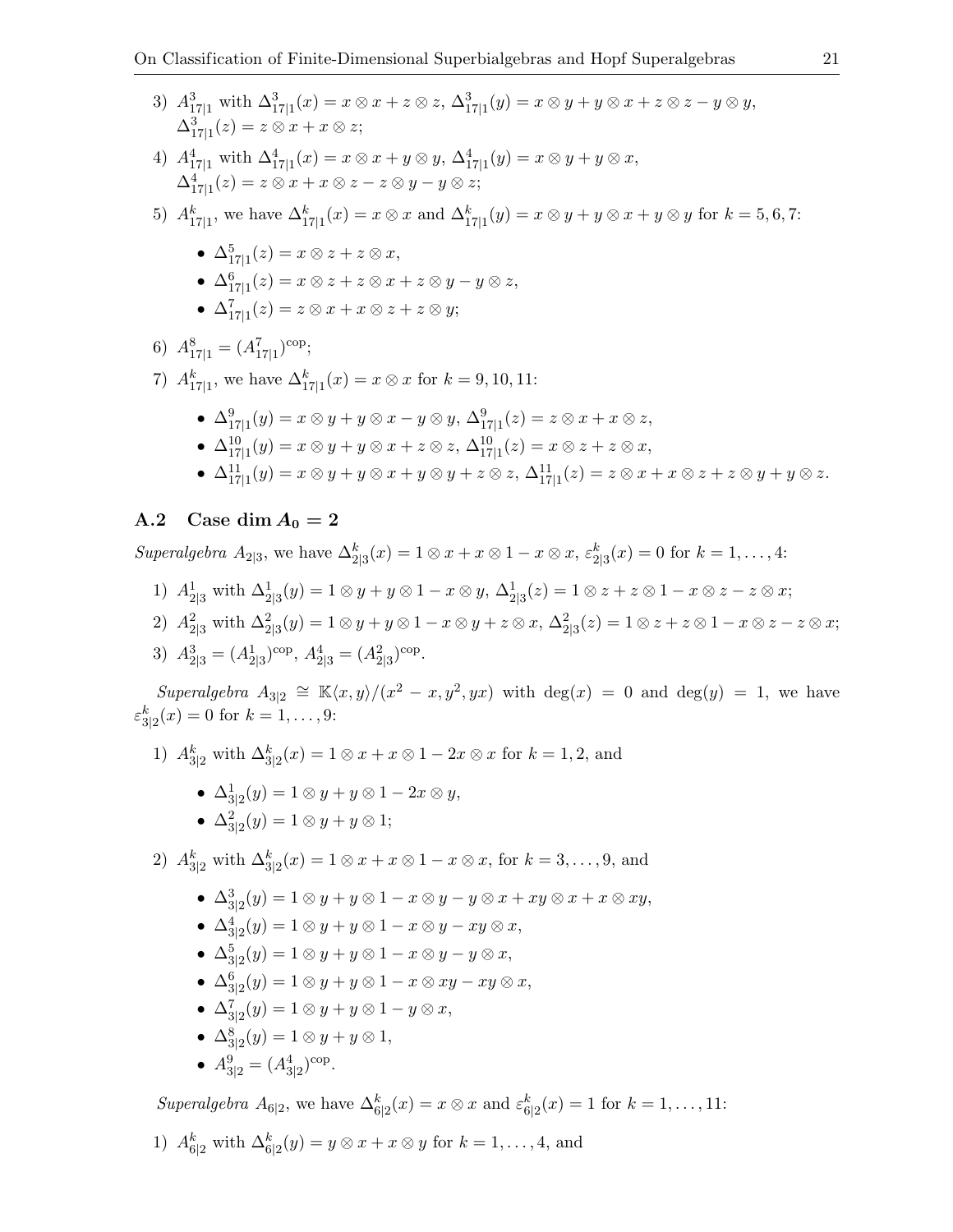3) $A^3_{17|1}$ with $\Delta^3_{17|1}(x) = x \otimes x + z \otimes z$, $\Delta^3_{17|1}(y) = x \otimes y + y \otimes x + z \otimes z - y \otimes y$, $\Delta^3_{17|1}(z) = z \otimes x + x \otimes z$;

4) $A^4_{17|1}$ with $\Delta^4_{17|1}(x) = x \otimes x + y \otimes y$, $\Delta^4_{17|1}(y) = x \otimes y + y \otimes x$, $\Delta^4_{17|1}(z) = z \otimes x + x \otimes z - z \otimes y - y \otimes z$;

5) $A^k_{17|1}$, we have $\Delta^k_{17|1}(x) = x \otimes x$ and $\Delta^k_{17|1}(y) = x \otimes y + y \otimes x + y \otimes y$ for $k = 5, 6, 7$:

- $\Delta^5_{17|1}(z) = x \otimes z + z \otimes x$,
- $\Delta^6_{17|1}(z) = x \otimes z + z \otimes x + z \otimes y - y \otimes z$,
- $\Delta^7_{17|1}(z) = z \otimes x + x \otimes z + z \otimes y$;

6) $A^8_{17|1} = (A^7_{17|1})^{\rm cop}$;

7) $A^k_{17|1}$, we have $\Delta^k_{17|1}(x) = x \otimes x$ for $k = 9, 10, 11$:

- $\Delta^9_{17|1}(y) = x \otimes y + y \otimes x - y \otimes y$, $\Delta^9_{17|1}(z) = z \otimes x + x \otimes z$,
- $\Delta^{10}_{17|1}(y) = x \otimes y + y \otimes x + z \otimes z$, $\Delta^{10}_{17|1}(z) = x \otimes z + z \otimes x$,
- $\Delta^{11}_{17|1}(y) = x \otimes y + y \otimes x + y \otimes y + z \otimes z$, $\Delta^{11}_{17|1}(z) = z \otimes x + x \otimes z + z \otimes y + y \otimes z$.

## A.2 Case $\dim A_0 = 2$

*Superalgebra* $A_{2|3}$, we have $\Delta^k_{2|3}(x) = 1 \otimes x + x \otimes 1 - x \otimes x$, $\varepsilon^k_{2|3}(x) = 0$ for $k = 1, \dots, 4$:

1) $A^1_{2|3}$ with $\Delta^1_{2|3}(y) = 1 \otimes y + y \otimes 1 - x \otimes y$, $\Delta^1_{2|3}(z) = 1 \otimes z + z \otimes 1 - x \otimes z - z \otimes x$;

2) $A^2_{2|3}$ with $\Delta^2_{2|3}(y) = 1 \otimes y + y \otimes 1 - x \otimes y + z \otimes x$, $\Delta^2_{2|3}(z) = 1 \otimes z + z \otimes 1 - x \otimes z - z \otimes x$;

3) $A^3_{2|3} = (A^1_{2|3})^{\rm cop}$, $A^4_{2|3} = (A^2_{2|3})^{\rm cop}$.

*Superalgebra* $A_{3|2} \cong \mathbb{K}\langle x, y\rangle/(x^2 - x, y^2, yx)$ with $\deg(x) = 0$ and $\deg(y) = 1$, we have $\varepsilon^k_{3|2}(x) = 0$ for $k = 1, \dots, 9$:

1) $A^k_{3|2}$ with $\Delta^k_{3|2}(x) = 1 \otimes x + x \otimes 1 - 2x \otimes x$ for $k = 1, 2$, and

- $\Delta^1_{3|2}(y) = 1 \otimes y + y \otimes 1 - 2x \otimes y$,
- $\Delta^2_{3|2}(y) = 1 \otimes y + y \otimes 1$;

2) $A^k_{3|2}$ with $\Delta^k_{3|2}(x) = 1 \otimes x + x \otimes 1 - x \otimes x$, for $k = 3, \dots, 9$, and

- $\Delta^3_{3|2}(y) = 1 \otimes y + y \otimes 1 - x \otimes y - y \otimes x + xy \otimes x + x \otimes xy$,
- $\Delta^4_{3|2}(y) = 1 \otimes y + y \otimes 1 - x \otimes y - xy \otimes x$,
- $\Delta^5_{3|2}(y) = 1 \otimes y + y \otimes 1 - x \otimes y - y \otimes x$,
- $\Delta^6_{3|2}(y) = 1 \otimes y + y \otimes 1 - x \otimes xy - xy \otimes x$,
- $\Delta^7_{3|2}(y) = 1 \otimes y + y \otimes 1 - y \otimes x$,
- $\Delta^8_{3|2}(y) = 1 \otimes y + y \otimes 1$,
- $A^9_{3|2} = (A^4_{3|2})^{\rm cop}$.

*Superalgebra* $A_{6|2}$, we have $\Delta^k_{6|2}(x) = x \otimes x$ and $\varepsilon^k_{6|2}(x) = 1$ for $k = 1, \dots, 11$:

1) $A^k_{6|2}$ with $\Delta^k_{6|2}(y) = y \otimes x + x \otimes y$ for $k = 1, \dots, 4$, and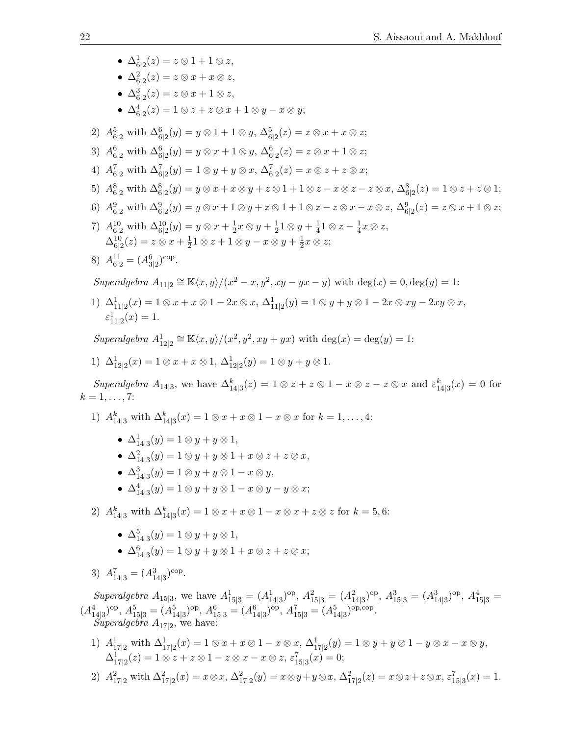- $\Delta^1_{6|2}(z) = z \otimes 1 + 1 \otimes z$,
- $\Delta^2_{6|2}(z) = z \otimes x + x \otimes z$,
- $\Delta^3_{6|2}(z) = z \otimes x + 1 \otimes z$,
- $\Delta^4_{6|2}(z) = 1 \otimes z + z \otimes x + 1 \otimes y - x \otimes y$;

2) $A^5_{6|2}$ with $\Delta^6_{6|2}(y) = y \otimes 1 + 1 \otimes y$, $\Delta^5_{6|2}(z) = z \otimes x + x \otimes z$;

3) $A^6_{6|2}$ with $\Delta^6_{6|2}(y) = y \otimes x + 1 \otimes y$, $\Delta^6_{6|2}(z) = z \otimes x + 1 \otimes z$;

4) $A^7_{6|2}$ with $\Delta^7_{6|2}(y) = 1 \otimes y + y \otimes x$, $\Delta^7_{6|2}(z) = x \otimes z + z \otimes x$;

5) $A^8_{6|2}$ with $\Delta^8_{6|2}(y) = y \otimes x + x \otimes y + z \otimes 1 + 1 \otimes z - x \otimes z - z \otimes x$, $\Delta^8_{6|2}(z) = 1 \otimes z + z \otimes 1$;

6) $A^9_{6|2}$ with $\Delta^9_{6|2}(y) = y \otimes x + 1 \otimes y + z \otimes 1 + 1 \otimes z - z \otimes x - x \otimes z$, $\Delta^9_{6|2}(z) = z \otimes x + 1 \otimes z$;

7) $A^{10}_{6|2}$ with $\Delta^{10}_{6|2}(y) = y \otimes x + \frac{1}{2}x \otimes y + \frac{1}{2}1 \otimes y + \frac{1}{4}1 \otimes z - \frac{1}{4}x \otimes z$,
$\Delta^{10}_{6|2}(z) = z \otimes x + \frac{1}{2}1 \otimes z + 1 \otimes y - x \otimes y + \frac{1}{2}x \otimes z$;

8) $A^{11}_{6|2} = (A^6_{3|2})^{\mathrm{cop}}$.

*Superalgebra* $A_{11|2} \cong \mathbb{K}\langle x, y\rangle/(x^2 - x, y^2, xy - yx - y)$ with $\deg(x) = 0, \deg(y) = 1$:

1) $\Delta^1_{11|2}(x) = 1 \otimes x + x \otimes 1 - 2x \otimes x$, $\Delta^1_{11|2}(y) = 1 \otimes y + y \otimes 1 - 2x \otimes xy - 2xy \otimes x$,
$\varepsilon^1_{11|2}(x) = 1$.

*Superalgebra* $A^1_{12|2} \cong \mathbb{K}\langle x, y\rangle/(x^2, y^2, xy + yx)$ with $\deg(x) = \deg(y) = 1$:

1) $\Delta^1_{12|2}(x) = 1 \otimes x + x \otimes 1$, $\Delta^1_{12|2}(y) = 1 \otimes y + y \otimes 1$.

*Superalgebra* $A_{14|3}$, we have $\Delta^k_{14|3}(z) = 1 \otimes z + z \otimes 1 - x \otimes z - z \otimes x$ and $\varepsilon^k_{14|3}(x) = 0$ for $k = 1, \dots, 7$:

1) $A^k_{14|3}$ with $\Delta^k_{14|3}(x) = 1 \otimes x + x \otimes 1 - x \otimes x$ for $k = 1, \dots, 4$:

   - $\Delta^1_{14|3}(y) = 1 \otimes y + y \otimes 1$,
   - $\Delta^2_{14|3}(y) = 1 \otimes y + y \otimes 1 + x \otimes z + z \otimes x$,
   - $\Delta^3_{14|3}(y) = 1 \otimes y + y \otimes 1 - x \otimes y$,
   - $\Delta^4_{14|3}(y) = 1 \otimes y + y \otimes 1 - x \otimes y - y \otimes x$;

2) $A^k_{14|3}$ with $\Delta^k_{14|3}(x) = 1 \otimes x + x \otimes 1 - x \otimes x + z \otimes z$ for $k = 5, 6$:

   - $\Delta^5_{14|3}(y) = 1 \otimes y + y \otimes 1$,
   - $\Delta^6_{14|3}(y) = 1 \otimes y + y \otimes 1 + x \otimes z + z \otimes x$;

3) $A^7_{14|3} = (A^3_{14|3})^{\mathrm{cop}}$.

*Superalgebra* $A_{15|3}$, we have $A^1_{15|3} = (A^1_{14|3})^{\mathrm{op}}$, $A^2_{15|3} = (A^2_{14|3})^{\mathrm{op}}$, $A^3_{15|3} = (A^3_{14|3})^{\mathrm{op}}$, $A^4_{15|3} = (A^4_{14|3})^{\mathrm{op}}$, $A^5_{15|3} = (A^5_{14|3})^{\mathrm{op}}$, $A^6_{15|3} = (A^6_{14|3})^{\mathrm{op}}$, $A^7_{15|3} = (A^5_{14|3})^{\mathrm{op,cop}}$.
*Superalgebra* $A_{17|2}$, we have:

1) $A^1_{17|2}$ with $\Delta^1_{17|2}(x) = 1 \otimes x + x \otimes 1 - x \otimes x$, $\Delta^1_{17|2}(y) = 1 \otimes y + y \otimes 1 - y \otimes x - x \otimes y$,
$\Delta^1_{17|2}(z) = 1 \otimes z + z \otimes 1 - z \otimes x - x \otimes z$, $\varepsilon^7_{15|3}(x) = 0$;

2) $A^2_{17|2}$ with $\Delta^2_{17|2}(x) = x \otimes x$, $\Delta^2_{17|2}(y) = x \otimes y + y \otimes x$, $\Delta^2_{17|2}(z) = x \otimes z + z \otimes x$, $\varepsilon^7_{15|3}(x) = 1$.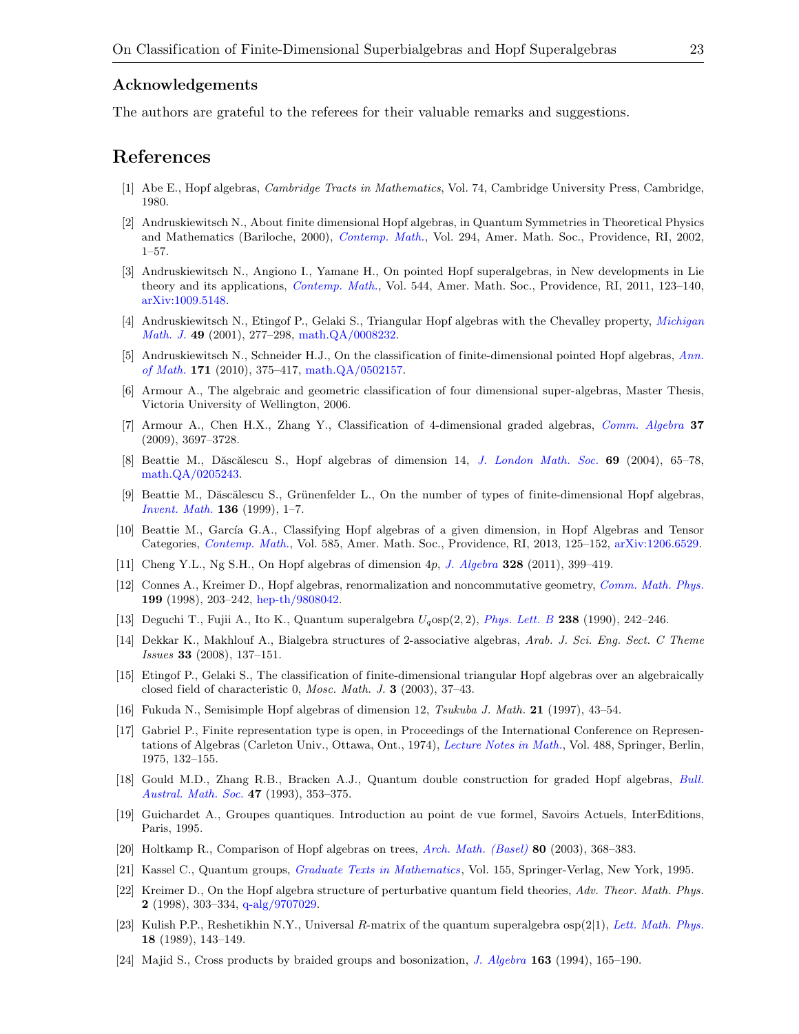## Acknowledgements

The authors are grateful to the referees for their valuable remarks and suggestions.

# References

[1] Abe E., Hopf algebras, *Cambridge Tracts in Mathematics*, Vol. 74, Cambridge University Press, Cambridge, 1980.

[2] Andruskiewitsch N., About finite dimensional Hopf algebras, in Quantum Symmetries in Theoretical Physics and Mathematics (Bariloche, 2000), *Contemp. Math.*, Vol. 294, Amer. Math. Soc., Providence, RI, 2002, 1–57.

[3] Andruskiewitsch N., Angiono I., Yamane H., On pointed Hopf superalgebras, in New developments in Lie theory and its applications, *Contemp. Math.*, Vol. 544, Amer. Math. Soc., Providence, RI, 2011, 123–140, arXiv:1009.5148.

[4] Andruskiewitsch N., Etingof P., Gelaki S., Triangular Hopf algebras with the Chevalley property, *Michigan Math. J.* **49** (2001), 277–298, math.QA/0008232.

[5] Andruskiewitsch N., Schneider H.J., On the classification of finite-dimensional pointed Hopf algebras, *Ann. of Math.* **171** (2010), 375–417, math.QA/0502157.

[6] Armour A., The algebraic and geometric classification of four dimensional super-algebras, Master Thesis, Victoria University of Wellington, 2006.

[7] Armour A., Chen H.X., Zhang Y., Classification of 4-dimensional graded algebras, *Comm. Algebra* **37** (2009), 3697–3728.

[8] Beattie M., Dăscălescu S., Hopf algebras of dimension 14, *J. London Math. Soc.* **69** (2004), 65–78, math.QA/0205243.

[9] Beattie M., Dăscălescu S., Grünenfelder L., On the number of types of finite-dimensional Hopf algebras, *Invent. Math.* **136** (1999), 1–7.

[10] Beattie M., García G.A., Classifying Hopf algebras of a given dimension, in Hopf Algebras and Tensor Categories, *Contemp. Math.*, Vol. 585, Amer. Math. Soc., Providence, RI, 2013, 125–152, arXiv:1206.6529.

[11] Cheng Y.L., Ng S.H., On Hopf algebras of dimension $4p$, *J. Algebra* **328** (2011), 399–419.

[12] Connes A., Kreimer D., Hopf algebras, renormalization and noncommutative geometry, *Comm. Math. Phys.* **199** (1998), 203–242, hep-th/9808042.

[13] Deguchi T., Fujii A., Ito K., Quantum superalgebra $U_q\mathrm{osp}(2,2)$, *Phys. Lett. B* **238** (1990), 242–246.

[14] Dekkar K., Makhlouf A., Bialgebra structures of 2-associative algebras, *Arab. J. Sci. Eng. Sect. C Theme Issues* **33** (2008), 137–151.

[15] Etingof P., Gelaki S., The classification of finite-dimensional triangular Hopf algebras over an algebraically closed field of characteristic 0, *Mosc. Math. J.* **3** (2003), 37–43.

[16] Fukuda N., Semisimple Hopf algebras of dimension 12, *Tsukuba J. Math.* **21** (1997), 43–54.

[17] Gabriel P., Finite representation type is open, in Proceedings of the International Conference on Representations of Algebras (Carleton Univ., Ottawa, Ont., 1974), *Lecture Notes in Math.*, Vol. 488, Springer, Berlin, 1975, 132–155.

[18] Gould M.D., Zhang R.B., Bracken A.J., Quantum double construction for graded Hopf algebras, *Bull. Austral. Math. Soc.* **47** (1993), 353–375.

[19] Guichardet A., Groupes quantiques. Introduction au point de vue formel, Savoirs Actuels, InterEditions, Paris, 1995.

[20] Holtkamp R., Comparison of Hopf algebras on trees, *Arch. Math. (Basel)* **80** (2003), 368–383.

[21] Kassel C., Quantum groups, *Graduate Texts in Mathematics*, Vol. 155, Springer-Verlag, New York, 1995.

[22] Kreimer D., On the Hopf algebra structure of perturbative quantum field theories, *Adv. Theor. Math. Phys.* **2** (1998), 303–334, q-alg/9707029.

[23] Kulish P.P., Reshetikhin N.Y., Universal $R$-matrix of the quantum superalgebra $\mathrm{osp}(2|1)$, *Lett. Math. Phys.* **18** (1989), 143–149.

[24] Majid S., Cross products by braided groups and bosonization, *J. Algebra* **163** (1994), 165–190.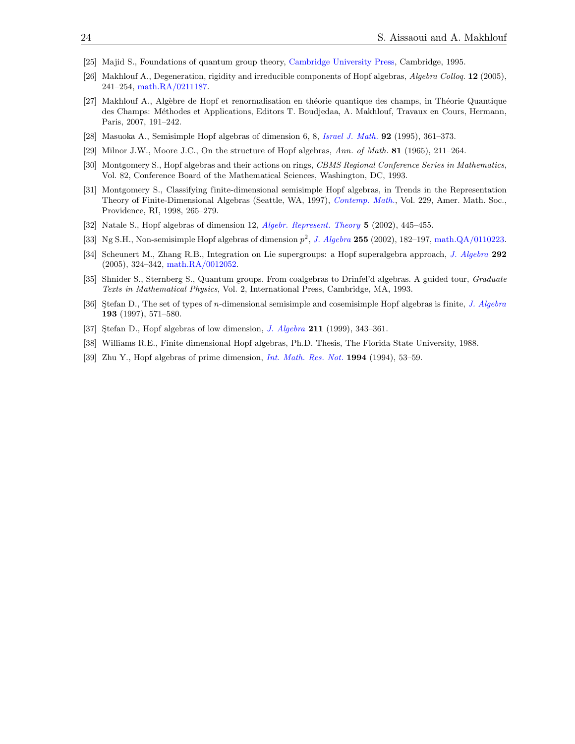[25] Majid S., Foundations of quantum group theory, Cambridge University Press, Cambridge, 1995.

[26] Makhlouf A., Degeneration, rigidity and irreducible components of Hopf algebras, *Algebra Colloq.* **12** (2005), 241–254, math.RA/0211187.

[27] Makhlouf A., Algèbre de Hopf et renormalisation en théorie quantique des champs, in Théorie Quantique des Champs: Méthodes et Applications, Editors T. Boudjedaa, A. Makhlouf, Travaux en Cours, Hermann, Paris, 2007, 191–242.

[28] Masuoka A., Semisimple Hopf algebras of dimension 6, 8, *Israel J. Math.* **92** (1995), 361–373.

[29] Milnor J.W., Moore J.C., On the structure of Hopf algebras, *Ann. of Math.* **81** (1965), 211–264.

[30] Montgomery S., Hopf algebras and their actions on rings, *CBMS Regional Conference Series in Mathematics*, Vol. 82, Conference Board of the Mathematical Sciences, Washington, DC, 1993.

[31] Montgomery S., Classifying finite-dimensional semisimple Hopf algebras, in Trends in the Representation Theory of Finite-Dimensional Algebras (Seattle, WA, 1997), *Contemp. Math.*, Vol. 229, Amer. Math. Soc., Providence, RI, 1998, 265–279.

[32] Natale S., Hopf algebras of dimension 12, *Algebr. Represent. Theory* **5** (2002), 445–455.

[33] Ng S.H., Non-semisimple Hopf algebras of dimension $p^2$, *J. Algebra* **255** (2002), 182–197, math.QA/0110223.

[34] Scheunert M., Zhang R.B., Integration on Lie supergroups: a Hopf superalgebra approach, *J. Algebra* **292** (2005), 324–342, math.RA/0012052.

[35] Shnider S., Sternberg S., Quantum groups. From coalgebras to Drinfel'd algebras. A guided tour, *Graduate Texts in Mathematical Physics*, Vol. 2, International Press, Cambridge, MA, 1993.

[36] Ştefan D., The set of types of $n$-dimensional semisimple and cosemisimple Hopf algebras is finite, *J. Algebra* **193** (1997), 571–580.

[37] Ştefan D., Hopf algebras of low dimension, *J. Algebra* **211** (1999), 343–361.

[38] Williams R.E., Finite dimensional Hopf algebras, Ph.D. Thesis, The Florida State University, 1988.

[39] Zhu Y., Hopf algebras of prime dimension, *Int. Math. Res. Not.* **1994** (1994), 53–59.